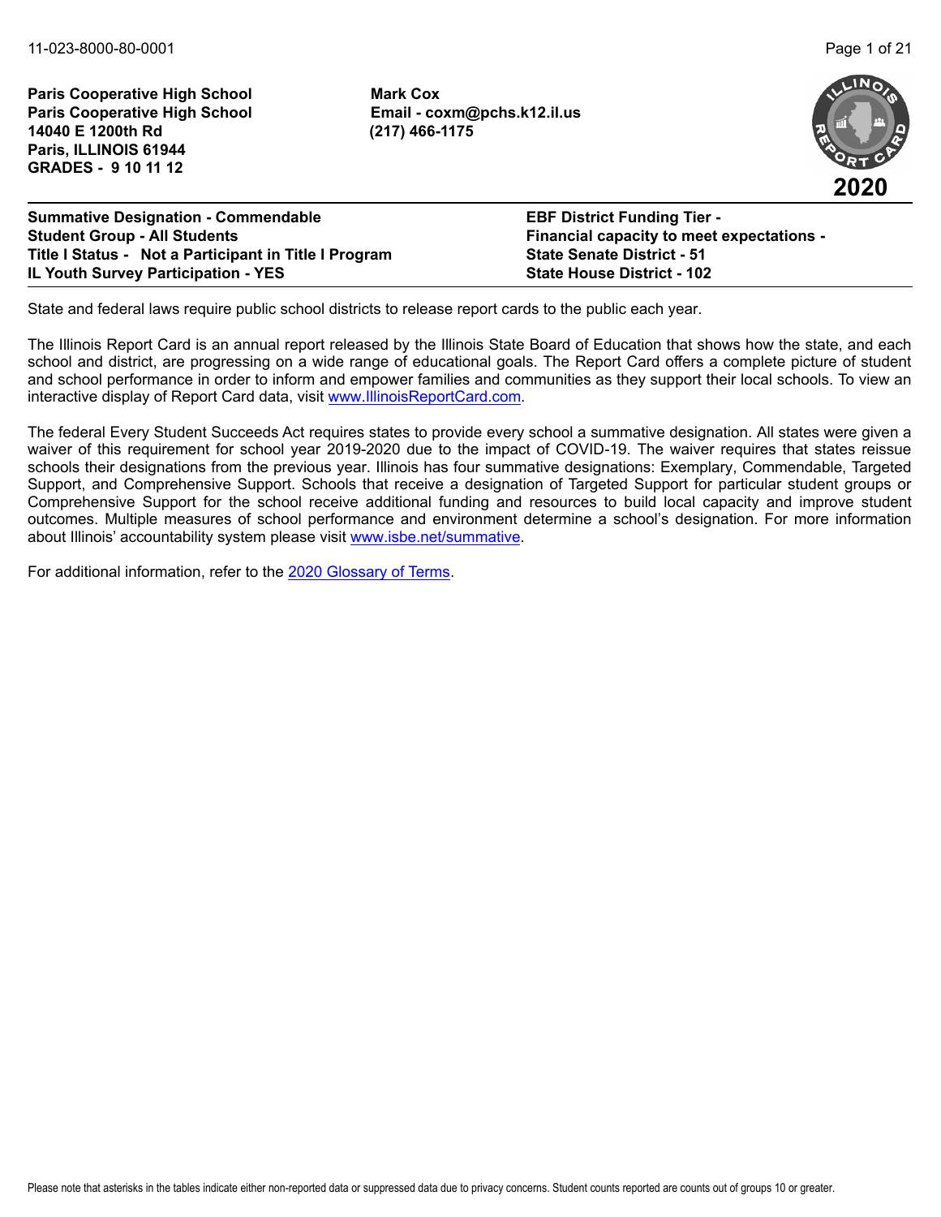**Paris Cooperative High School**
**Paris Cooperative High School**
**14040 E 1200th Rd**
**Paris, ILLINOIS 61944**
**GRADES - 9 10 11 12**

**Mark Cox**
**Email - coxm@pchs.k12.il.us**
**(217) 466-1175**

**2020**

**Summative Designation - Commendable**
**Student Group - All Students**
**Title I Status - Not a Participant in Title I Program**
**IL Youth Survey Participation - YES**

**EBF District Funding Tier -**
**Financial capacity to meet expectations -**
**State Senate District - 51**
**State House District - 102**

State and federal laws require public school districts to release report cards to the public each year.

The Illinois Report Card is an annual report released by the Illinois State Board of Education that shows how the state, and each school and district, are progressing on a wide range of educational goals. The Report Card offers a complete picture of student and school performance in order to inform and empower families and communities as they support their local schools. To view an interactive display of Report Card data, visit www.IllinoisReportCard.com.

The federal Every Student Succeeds Act requires states to provide every school a summative designation. All states were given a waiver of this requirement for school year 2019-2020 due to the impact of COVID-19. The waiver requires that states reissue schools their designations from the previous year. Illinois has four summative designations: Exemplary, Commendable, Targeted Support, and Comprehensive Support. Schools that receive a designation of Targeted Support for particular student groups or Comprehensive Support for the school receive additional funding and resources to build local capacity and improve student outcomes. Multiple measures of school performance and environment determine a school's designation. For more information about Illinois' accountability system please visit www.isbe.net/summative.

For additional information, refer to the 2020 Glossary of Terms.

Please note that asterisks in the tables indicate either non-reported data or suppressed data due to privacy concerns. Student counts reported are counts out of groups 10 or greater.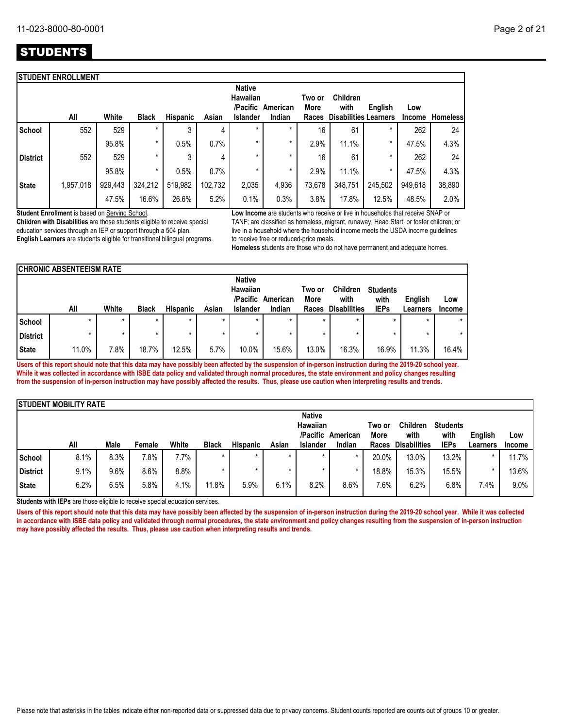# STUDENTS

## STUDENT ENROLLMENT

| | All | White | Black | Hispanic | Asian | Native Hawaiian /Pacific Islander | American Indian | Two or More Races | Children with Disabilities | English Learners | Low Income | Homeless |
|---|---|---|---|---|---|---|---|---|---|---|---|---|
| School | 552 | 529 | * | 3 | 4 | * | * | 16 | 61 | * | 262 | 24 |
| | | 95.8% | * | 0.5% | 0.7% | * | * | 2.9% | 11.1% | * | 47.5% | 4.3% |
| District | 552 | 529 | * | 3 | 4 | * | * | 16 | 61 | * | 262 | 24 |
| | | 95.8% | * | 0.5% | 0.7% | * | * | 2.9% | 11.1% | * | 47.5% | 4.3% |
| State | 1,957,018 | 929,443 | 324,212 | 519,982 | 102,732 | 2,035 | 4,936 | 73,678 | 348,751 | 245,502 | 949,618 | 38,890 |
| | | 47.5% | 16.6% | 26.6% | 5.2% | 0.1% | 0.3% | 3.8% | 17.8% | 12.5% | 48.5% | 2.0% |

**Student Enrollment** is based on Serving School.

**Children with Disabilities** are those students eligible to receive special education services through an IEP or support through a 504 plan.

**English Learners** are students eligible for transitional bilingual programs.

**Low Income** are students who receive or live in households that receive SNAP or TANF; are classified as homeless, migrant, runaway, Head Start, or foster children; or live in a household where the household income meets the USDA income guidelines to receive free or reduced-price meals.

**Homeless** students are those who do not have permanent and adequate homes.

## CHRONIC ABSENTEEISM RATE

| | All | White | Black | Hispanic | Asian | Native Hawaiian /Pacific Islander | American Indian | Two or More Races | Children with Disabilities | Students with IEPs | English Learners | Low Income |
|---|---|---|---|---|---|---|---|---|---|---|---|---|
| School | * | * | * | * | * | * | * | * | * | * | * | * |
| District | * | * | * | * | * | * | * | * | * | * | * | * |
| State | 11.0% | 7.8% | 18.7% | 12.5% | 5.7% | 10.0% | 15.6% | 13.0% | 16.3% | 16.9% | 11.3% | 16.4% |

**Users of this report should note that this data may have possibly been affected by the suspension of in-person instruction during the 2019-20 school year. While it was collected in accordance with ISBE data policy and validated through normal procedures, the state environment and policy changes resulting from the suspension of in-person instruction may have possibly affected the results. Thus, please use caution when interpreting results and trends.**

## STUDENT MOBILITY RATE

| | All | Male | Female | White | Black | Hispanic | Asian | Native Hawaiian /Pacific Islander | American Indian | Two or More Races | Children with Disabilities | Students with IEPs | English Learners | Low Income |
|---|---|---|---|---|---|---|---|---|---|---|---|---|---|---|
| School | 8.1% | 8.3% | 7.8% | 7.7% | * | * | * | * | * | 20.0% | 13.0% | 13.2% | * | 11.7% |
| District | 9.1% | 9.6% | 8.6% | 8.8% | * | * | * | * | * | 18.8% | 15.3% | 15.5% | * | 13.6% |
| State | 6.2% | 6.5% | 5.8% | 4.1% | 11.8% | 5.9% | 6.1% | 8.2% | 8.6% | 7.6% | 6.2% | 6.8% | 7.4% | 9.0% |

**Students with IEPs** are those eligible to receive special education services.

**Users of this report should note that this data may have possibly been affected by the suspension of in-person instruction during the 2019-20 school year. While it was collected in accordance with ISBE data policy and validated through normal procedures, the state environment and policy changes resulting from the suspension of in-person instruction may have possibly affected the results. Thus, please use caution when interpreting results and trends.**

Please note that asterisks in the tables indicate either non-reported data or suppressed data due to privacy concerns. Student counts reported are counts out of groups 10 or greater.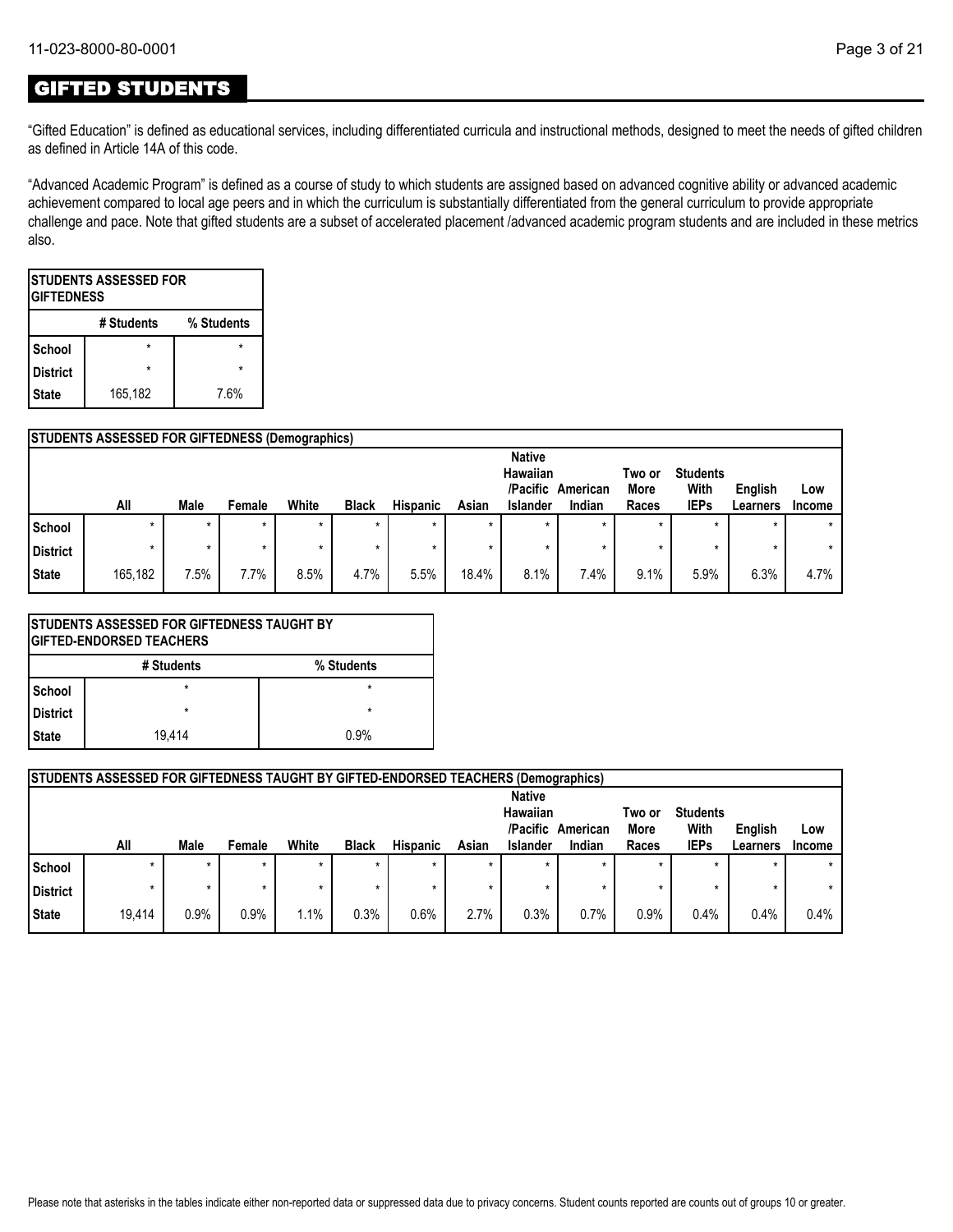## GIFTED STUDENTS

"Gifted Education" is defined as educational services, including differentiated curricula and instructional methods, designed to meet the needs of gifted children as defined in Article 14A of this code.

"Advanced Academic Program" is defined as a course of study to which students are assigned based on advanced cognitive ability or advanced academic achievement compared to local age peers and in which the curriculum is substantially differentiated from the general curriculum to provide appropriate challenge and pace. Note that gifted students are a subset of accelerated placement /advanced academic program students and are included in these metrics also.

| STUDENTS ASSESSED FOR GIFTEDNESS | | |
|---|---|---|
| | # Students | % Students |
| School | * | * |
| District | * | * |
| State | 165,182 | 7.6% |

| STUDENTS ASSESSED FOR GIFTEDNESS (Demographics) | | | | | | | | | | | | | |
|---|---|---|---|---|---|---|---|---|---|---|---|---|---|
| | All | Male | Female | White | Black | Hispanic | Asian | Native Hawaiian /Pacific Islander | American Indian | Two or More Races | Students With IEPs | English Learners | Low Income |
| School | * | * | * | * | * | * | * | * | * | * | * | * | * |
| District | * | * | * | * | * | * | * | * | * | * | * | * | * |
| State | 165,182 | 7.5% | 7.7% | 8.5% | 4.7% | 5.5% | 18.4% | 8.1% | 7.4% | 9.1% | 5.9% | 6.3% | 4.7% |

| STUDENTS ASSESSED FOR GIFTEDNESS TAUGHT BY GIFTED-ENDORSED TEACHERS | | |
|---|---|---|
| | # Students | % Students |
| School | * | * |
| District | * | * |
| State | 19,414 | 0.9% |

| STUDENTS ASSESSED FOR GIFTEDNESS TAUGHT BY GIFTED-ENDORSED TEACHERS (Demographics) | | | | | | | | | | | | | |
|---|---|---|---|---|---|---|---|---|---|---|---|---|---|
| | All | Male | Female | White | Black | Hispanic | Asian | Native Hawaiian /Pacific Islander | American Indian | Two or More Races | Students With IEPs | English Learners | Low Income |
| School | * | * | * | * | * | * | * | * | * | * | * | * | * |
| District | * | * | * | * | * | * | * | * | * | * | * | * | * |
| State | 19,414 | 0.9% | 0.9% | 1.1% | 0.3% | 0.6% | 2.7% | 0.3% | 0.7% | 0.9% | 0.4% | 0.4% | 0.4% |

Please note that asterisks in the tables indicate either non-reported data or suppressed data due to privacy concerns. Student counts reported are counts out of groups 10 or greater.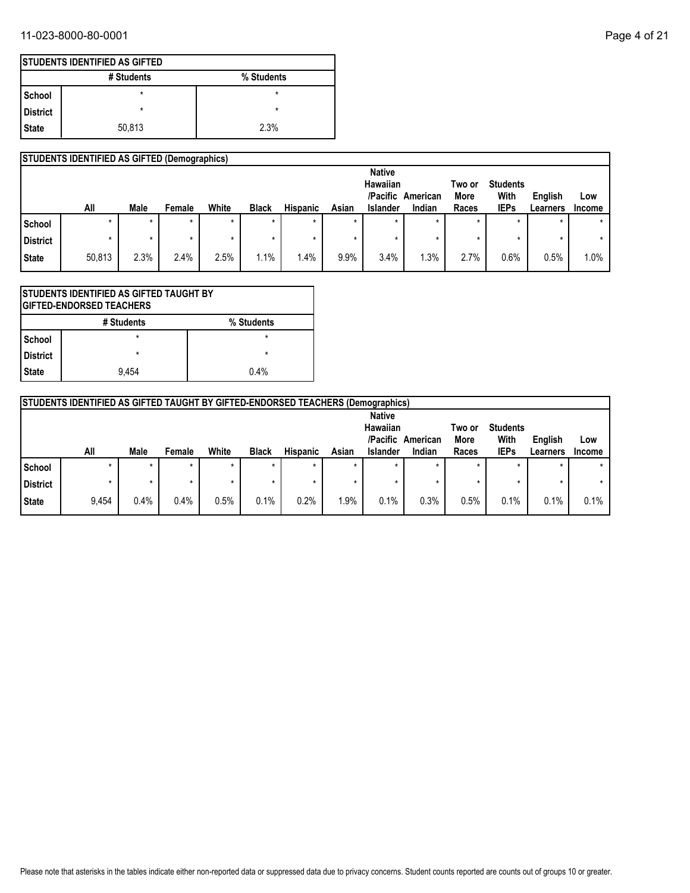## STUDENTS IDENTIFIED AS GIFTED

| | # Students | % Students |
|---|---|---|
| School | * | * |
| District | * | * |
| State | 50,813 | 2.3% |

## STUDENTS IDENTIFIED AS GIFTED (Demographics)

| | All | Male | Female | White | Black | Hispanic | Asian | Native Hawaiian /Pacific Islander | American Indian | Two or More Races | Students With IEPs | English Learners | Low Income |
|---|---|---|---|---|---|---|---|---|---|---|---|---|---|
| School | * | * | * | * | * | * | * | * | * | * | * | * | * |
| District | * | * | * | * | * | * | * | * | * | * | * | * | * |
| State | 50,813 | 2.3% | 2.4% | 2.5% | 1.1% | 1.4% | 9.9% | 3.4% | 1.3% | 2.7% | 0.6% | 0.5% | 1.0% |

## STUDENTS IDENTIFIED AS GIFTED TAUGHT BY GIFTED-ENDORSED TEACHERS

| | # Students | % Students |
|---|---|---|
| School | * | * |
| District | * | * |
| State | 9,454 | 0.4% |

## STUDENTS IDENTIFIED AS GIFTED TAUGHT BY GIFTED-ENDORSED TEACHERS (Demographics)

| | All | Male | Female | White | Black | Hispanic | Asian | Native Hawaiian /Pacific Islander | American Indian | Two or More Races | Students With IEPs | English Learners | Low Income |
|---|---|---|---|---|---|---|---|---|---|---|---|---|---|
| School | * | * | * | * | * | * | * | * | * | * | * | * | * |
| District | * | * | * | * | * | * | * | * | * | * | * | * | * |
| State | 9,454 | 0.4% | 0.4% | 0.5% | 0.1% | 0.2% | 1.9% | 0.1% | 0.3% | 0.5% | 0.1% | 0.1% | 0.1% |

Please note that asterisks in the tables indicate either non-reported data or suppressed data due to privacy concerns. Student counts reported are counts out of groups 10 or greater.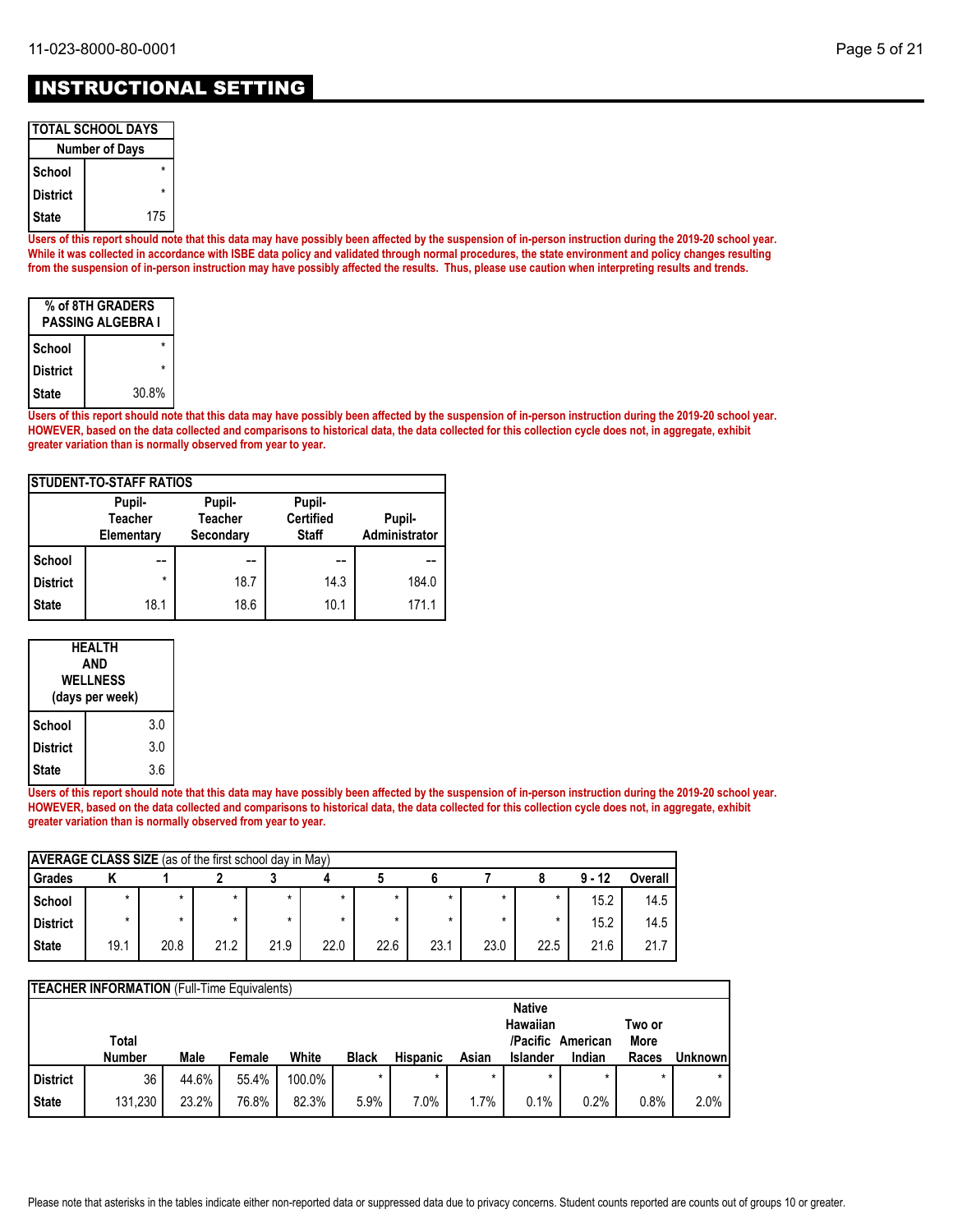# INSTRUCTIONAL SETTING

| TOTAL SCHOOL DAYS | |
|---|---|
| | Number of Days |
| School | * |
| District | * |
| State | 175 |

**Users of this report should note that this data may have possibly been affected by the suspension of in-person instruction during the 2019-20 school year. While it was collected in accordance with ISBE data policy and validated through normal procedures, the state environment and policy changes resulting from the suspension of in-person instruction may have possibly affected the results. Thus, please use caution when interpreting results and trends.**

| % of 8TH GRADERS PASSING ALGEBRA I | |
|---|---|
| School | * |
| District | * |
| State | 30.8% |

**Users of this report should note that this data may have possibly been affected by the suspension of in-person instruction during the 2019-20 school year. HOWEVER, based on the data collected and comparisons to historical data, the data collected for this collection cycle does not, in aggregate, exhibit greater variation than is normally observed from year to year.**

| STUDENT-TO-STAFF RATIOS | Pupil-Teacher Elementary | Pupil-Teacher Secondary | Pupil-Certified Staff | Pupil-Administrator |
|---|---|---|---|---|
| School | -- | -- | -- | -- |
| District | * | 18.7 | 14.3 | 184.0 |
| State | 18.1 | 18.6 | 10.1 | 171.1 |

| HEALTH AND WELLNESS (days per week) | |
|---|---|
| School | 3.0 |
| District | 3.0 |
| State | 3.6 |

**Users of this report should note that this data may have possibly been affected by the suspension of in-person instruction during the 2019-20 school year. HOWEVER, based on the data collected and comparisons to historical data, the data collected for this collection cycle does not, in aggregate, exhibit greater variation than is normally observed from year to year.**

**AVERAGE CLASS SIZE** (as of the first school day in May)

| Grades | K | 1 | 2 | 3 | 4 | 5 | 6 | 7 | 8 | 9 - 12 | Overall |
|---|---|---|---|---|---|---|---|---|---|---|---|
| School | * | * | * | * | * | * | * | * | * | 15.2 | 14.5 |
| District | * | * | * | * | * | * | * | * | * | 15.2 | 14.5 |
| State | 19.1 | 20.8 | 21.2 | 21.9 | 22.0 | 22.6 | 23.1 | 23.0 | 22.5 | 21.6 | 21.7 |

**TEACHER INFORMATION** (Full-Time Equivalents)

| | Total Number | Male | Female | White | Black | Hispanic | Asian | Native Hawaiian /Pacific Islander | American Indian | Two or More Races | Unknown |
|---|---|---|---|---|---|---|---|---|---|---|---|
| District | 36 | 44.6% | 55.4% | 100.0% | * | * | * | * | * | * | * |
| State | 131,230 | 23.2% | 76.8% | 82.3% | 5.9% | 7.0% | 1.7% | 0.1% | 0.2% | 0.8% | 2.0% |

Please note that asterisks in the tables indicate either non-reported data or suppressed data due to privacy concerns. Student counts reported are counts out of groups 10 or greater.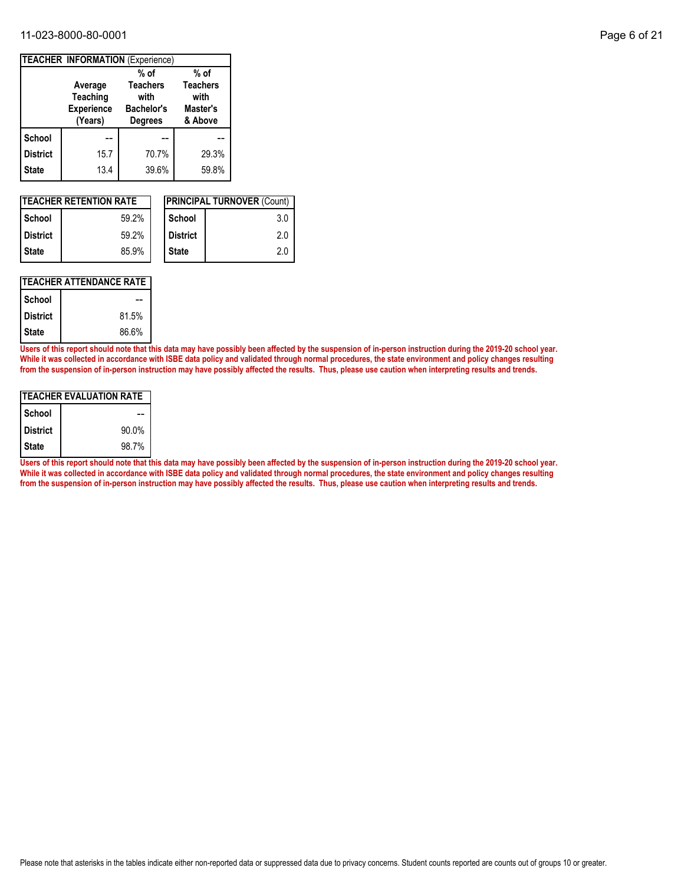| TEACHER INFORMATION (Experience) | Average Teaching Experience (Years) | % of Teachers with Bachelor's Degrees | % of Teachers with Master's & Above |
|---|---|---|---|
| School | -- | -- | -- |
| District | 15.7 | 70.7% | 29.3% |
| State | 13.4 | 39.6% | 59.8% |

| TEACHER RETENTION RATE | |
|---|---|
| School | 59.2% |
| District | 59.2% |
| State | 85.9% |

| PRINCIPAL TURNOVER (Count) | |
|---|---|
| School | 3.0 |
| District | 2.0 |
| State | 2.0 |

| TEACHER ATTENDANCE RATE | |
|---|---|
| School | -- |
| District | 81.5% |
| State | 86.6% |

**Users of this report should note that this data may have possibly been affected by the suspension of in-person instruction during the 2019-20 school year. While it was collected in accordance with ISBE data policy and validated through normal procedures, the state environment and policy changes resulting from the suspension of in-person instruction may have possibly affected the results. Thus, please use caution when interpreting results and trends.**

| TEACHER EVALUATION RATE | |
|---|---|
| School | -- |
| District | 90.0% |
| State | 98.7% |

**Users of this report should note that this data may have possibly been affected by the suspension of in-person instruction during the 2019-20 school year. While it was collected in accordance with ISBE data policy and validated through normal procedures, the state environment and policy changes resulting from the suspension of in-person instruction may have possibly affected the results. Thus, please use caution when interpreting results and trends.**

Please note that asterisks in the tables indicate either non-reported data or suppressed data due to privacy concerns. Student counts reported are counts out of groups 10 or greater.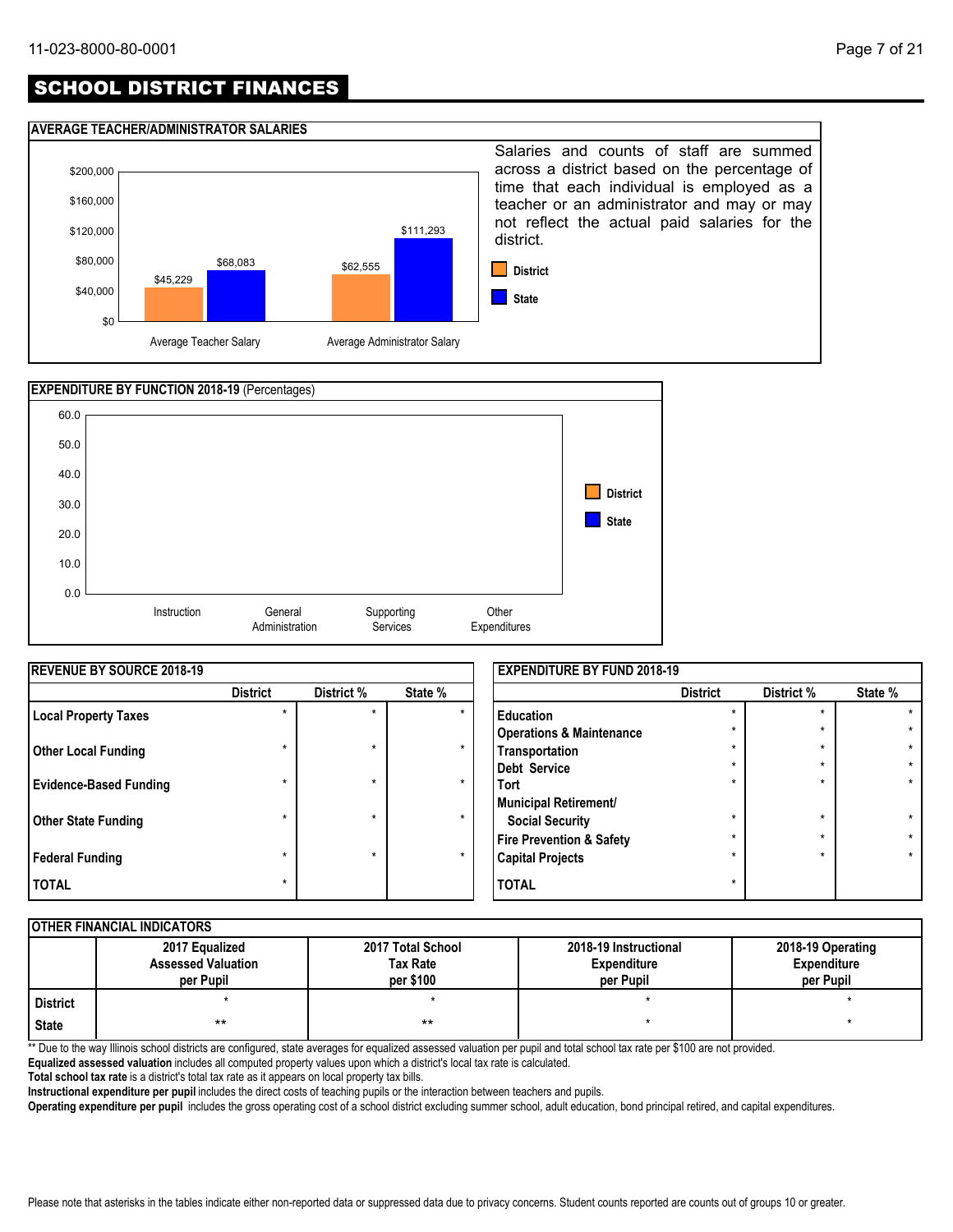## SCHOOL DISTRICT FINANCES

### AVERAGE TEACHER/ADMINISTRATOR SALARIES

| | District | State |
|---|---|---|
| Average Teacher Salary | $45,229 | $68,083 |
| Average Administrator Salary | $62,555 | $111,293 |

Salaries and counts of staff are summed across a district based on the percentage of time that each individual is employed as a teacher or an administrator and may or may not reflect the actual paid salaries for the district.

### EXPENDITURE BY FUNCTION 2018-19 (Percentages)

| | District | State |
|---|---|---|
| Instruction | | |
| General Administration | | |
| Supporting Services | | |
| Other Expenditures | | |

### REVENUE BY SOURCE 2018-19

| | District | District % | State % |
|---|---|---|---|
| Local Property Taxes | * | * | * |
| Other Local Funding | * | * | * |
| Evidence-Based Funding | * | * | * |
| Other State Funding | * | * | * |
| Federal Funding | * | * | * |
| TOTAL | * | | |

### EXPENDITURE BY FUND 2018-19

| | District | District % | State % |
|---|---|---|---|
| Education | * | * | * |
| Operations & Maintenance | * | * | * |
| Transportation | * | * | * |
| Debt Service | * | * | * |
| Tort | * | * | * |
| Municipal Retirement/ Social Security | * | * | * |
| Fire Prevention & Safety | * | * | * |
| Capital Projects | * | * | * |
| TOTAL | * | | |

### OTHER FINANCIAL INDICATORS

| | 2017 Equalized Assessed Valuation per Pupil | 2017 Total School Tax Rate per $100 | 2018-19 Instructional Expenditure per Pupil | 2018-19 Operating Expenditure per Pupil |
|---|---|---|---|---|
| District | * | * | * | * |
| State | ** | ** | * | * |

** Due to the way Illinois school districts are configured, state averages for equalized assessed valuation per pupil and total school tax rate per $100 are not provided.

**Equalized assessed valuation** includes all computed property values upon which a district's local tax rate is calculated.

**Total school tax rate** is a district's total tax rate as it appears on local property tax bills.

**Instructional expenditure per pupil** includes the direct costs of teaching pupils or the interaction between teachers and pupils.

**Operating expenditure per pupil** includes the gross operating cost of a school district excluding summer school, adult education, bond principal retired, and capital expenditures.

Please note that asterisks in the tables indicate either non-reported data or suppressed data due to privacy concerns. Student counts reported are counts out of groups 10 or greater.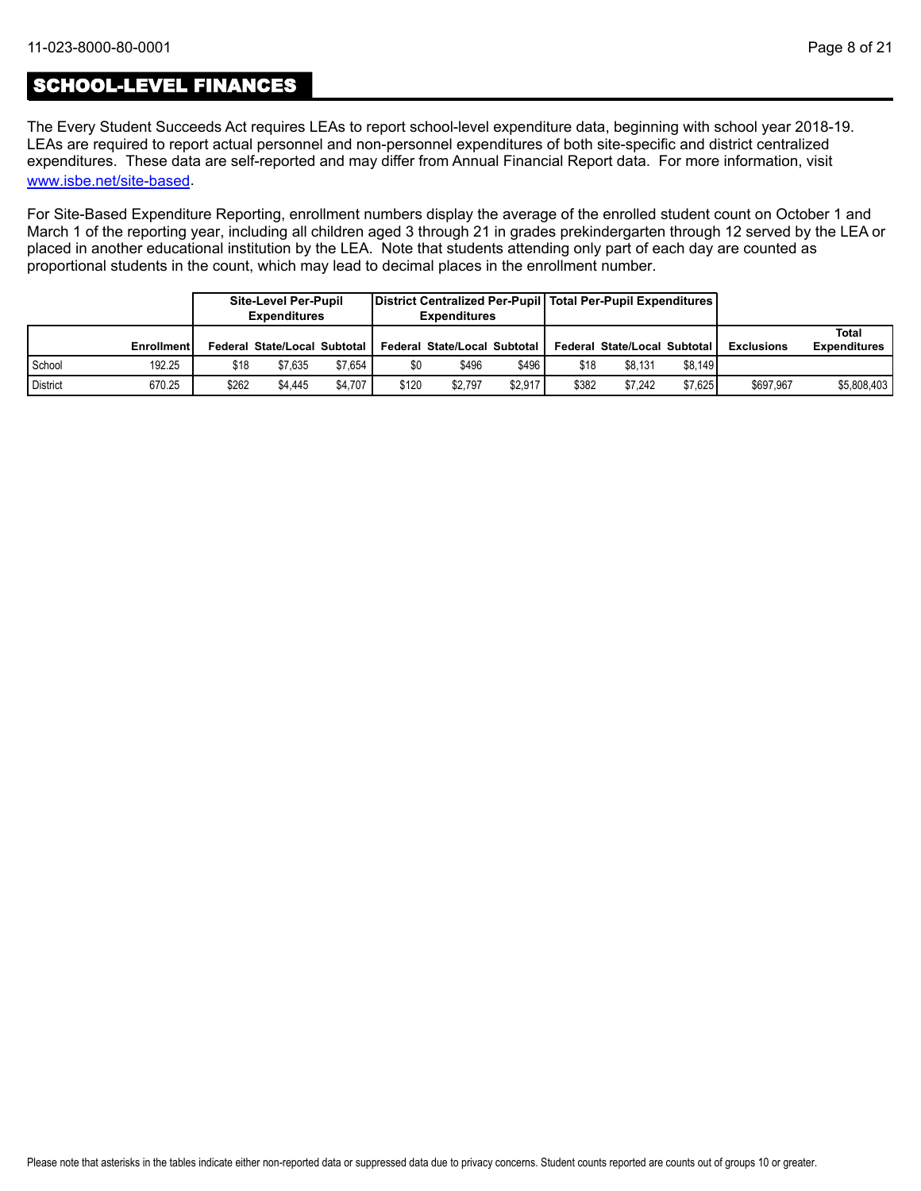## SCHOOL-LEVEL FINANCES

The Every Student Succeeds Act requires LEAs to report school-level expenditure data, beginning with school year 2018-19. LEAs are required to report actual personnel and non-personnel expenditures of both site-specific and district centralized expenditures. These data are self-reported and may differ from Annual Financial Report data. For more information, visit www.isbe.net/site-based.

For Site-Based Expenditure Reporting, enrollment numbers display the average of the enrolled student count on October 1 and March 1 of the reporting year, including all children aged 3 through 21 in grades prekindergarten through 12 served by the LEA or placed in another educational institution by the LEA. Note that students attending only part of each day are counted as proportional students in the count, which may lead to decimal places in the enrollment number.

| | | Site-Level Per-Pupil Expenditures | | | District Centralized Per-Pupil Expenditures | | | Total Per-Pupil Expenditures | | | | |
|---|---|---|---|---|---|---|---|---|---|---|---|---|
| | Enrollment | Federal | State/Local | Subtotal | Federal | State/Local | Subtotal | Federal | State/Local | Subtotal | Exclusions | Total Expenditures |
| School | 192.25 | $18 | $7,635 | $7,654 | $0 | $496 | $496 | $18 | $8,131 | $8,149 | | |
| District | 670.25 | $262 | $4,445 | $4,707 | $120 | $2,797 | $2,917 | $382 | $7,242 | $7,625 | $697,967 | $5,808,403 |

Please note that asterisks in the tables indicate either non-reported data or suppressed data due to privacy concerns. Student counts reported are counts out of groups 10 or greater.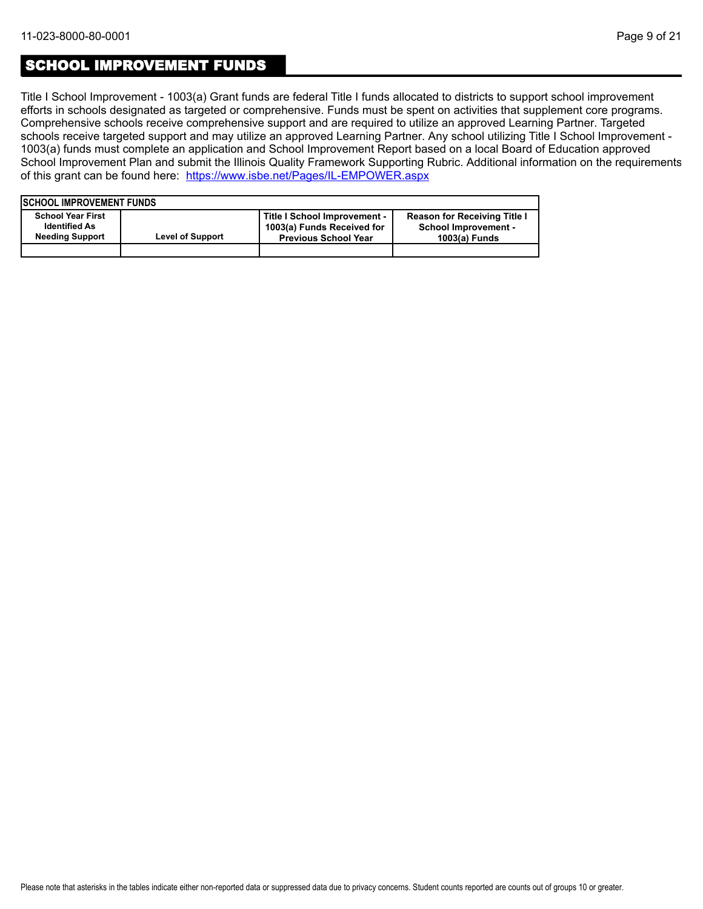## SCHOOL IMPROVEMENT FUNDS

Title I School Improvement - 1003(a) Grant funds are federal Title I funds allocated to districts to support school improvement efforts in schools designated as targeted or comprehensive. Funds must be spent on activities that supplement core programs. Comprehensive schools receive comprehensive support and are required to utilize an approved Learning Partner. Targeted schools receive targeted support and may utilize an approved Learning Partner. Any school utilizing Title I School Improvement - 1003(a) funds must complete an application and School Improvement Report based on a local Board of Education approved School Improvement Plan and submit the Illinois Quality Framework Supporting Rubric. Additional information on the requirements of this grant can be found here: [https://www.isbe.net/Pages/IL-EMPOWER.aspx](https://www.isbe.net/Pages/IL-EMPOWER.aspx)

| SCHOOL IMPROVEMENT FUNDS | | | |
|---|---|---|---|
| School Year First Identified As Needing Support | Level of Support | Title I School Improvement - 1003(a) Funds Received for Previous School Year | Reason for Receiving Title I School Improvement - 1003(a) Funds |
| | | | |

Please note that asterisks in the tables indicate either non-reported data or suppressed data due to privacy concerns. Student counts reported are counts out of groups 10 or greater.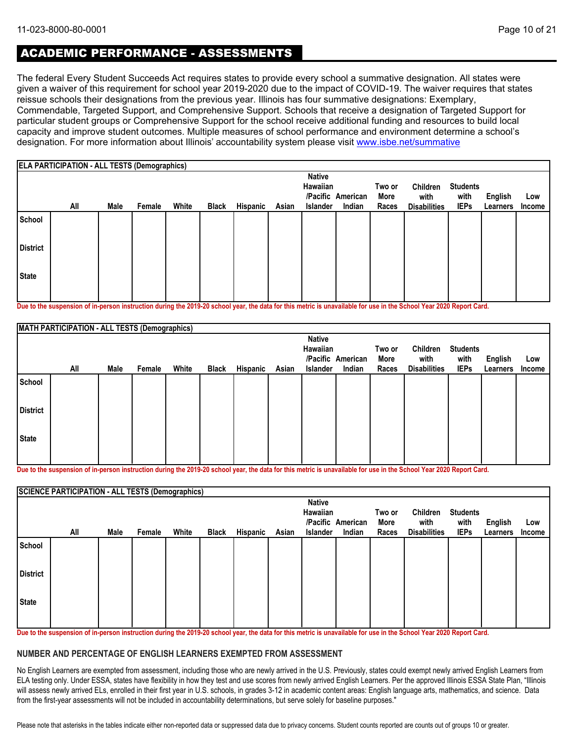## ACADEMIC PERFORMANCE - ASSESSMENTS

The federal Every Student Succeeds Act requires states to provide every school a summative designation. All states were given a waiver of this requirement for school year 2019-2020 due to the impact of COVID-19. The waiver requires that states reissue schools their designations from the previous year. Illinois has four summative designations: Exemplary, Commendable, Targeted Support, and Comprehensive Support. Schools that receive a designation of Targeted Support for particular student groups or Comprehensive Support for the school receive additional funding and resources to build local capacity and improve student outcomes. Multiple measures of school performance and environment determine a school's designation. For more information about Illinois' accountability system please visit www.isbe.net/summative

**ELA PARTICIPATION - ALL TESTS (Demographics)**

| | All | Male | Female | White | Black | Hispanic | Asian | Native Hawaiian /Pacific Islander | American Indian | Two or More Races | Children with Disabilities | Students with IEPs | English Learners | Low Income |
|---|---|---|---|---|---|---|---|---|---|---|---|---|---|---|
| School | | | | | | | | | | | | | | |
| District | | | | | | | | | | | | | | |
| State | | | | | | | | | | | | | | |

Due to the suspension of in-person instruction during the 2019-20 school year, the data for this metric is unavailable for use in the School Year 2020 Report Card.

**MATH PARTICIPATION - ALL TESTS (Demographics)**

| | All | Male | Female | White | Black | Hispanic | Asian | Native Hawaiian /Pacific Islander | American Indian | Two or More Races | Children with Disabilities | Students with IEPs | English Learners | Low Income |
|---|---|---|---|---|---|---|---|---|---|---|---|---|---|---|
| School | | | | | | | | | | | | | | |
| District | | | | | | | | | | | | | | |
| State | | | | | | | | | | | | | | |

Due to the suspension of in-person instruction during the 2019-20 school year, the data for this metric is unavailable for use in the School Year 2020 Report Card.

**SCIENCE PARTICIPATION - ALL TESTS (Demographics)**

| | All | Male | Female | White | Black | Hispanic | Asian | Native Hawaiian /Pacific Islander | American Indian | Two or More Races | Children with Disabilities | Students with IEPs | English Learners | Low Income |
|---|---|---|---|---|---|---|---|---|---|---|---|---|---|---|
| School | | | | | | | | | | | | | | |
| District | | | | | | | | | | | | | | |
| State | | | | | | | | | | | | | | |

Due to the suspension of in-person instruction during the 2019-20 school year, the data for this metric is unavailable for use in the School Year 2020 Report Card.

### NUMBER AND PERCENTAGE OF ENGLISH LEARNERS EXEMPTED FROM ASSESSMENT

No English Learners are exempted from assessment, including those who are newly arrived in the U.S. Previously, states could exempt newly arrived English Learners from ELA testing only. Under ESSA, states have flexibility in how they test and use scores from newly arrived English Learners. Per the approved Illinois ESSA State Plan, "Illinois will assess newly arrived ELs, enrolled in their first year in U.S. schools, in grades 3-12 in academic content areas: English language arts, mathematics, and science. Data from the first-year assessments will not be included in accountability determinations, but serve solely for baseline purposes."

Please note that asterisks in the tables indicate either non-reported data or suppressed data due to privacy concerns. Student counts reported are counts out of groups 10 or greater.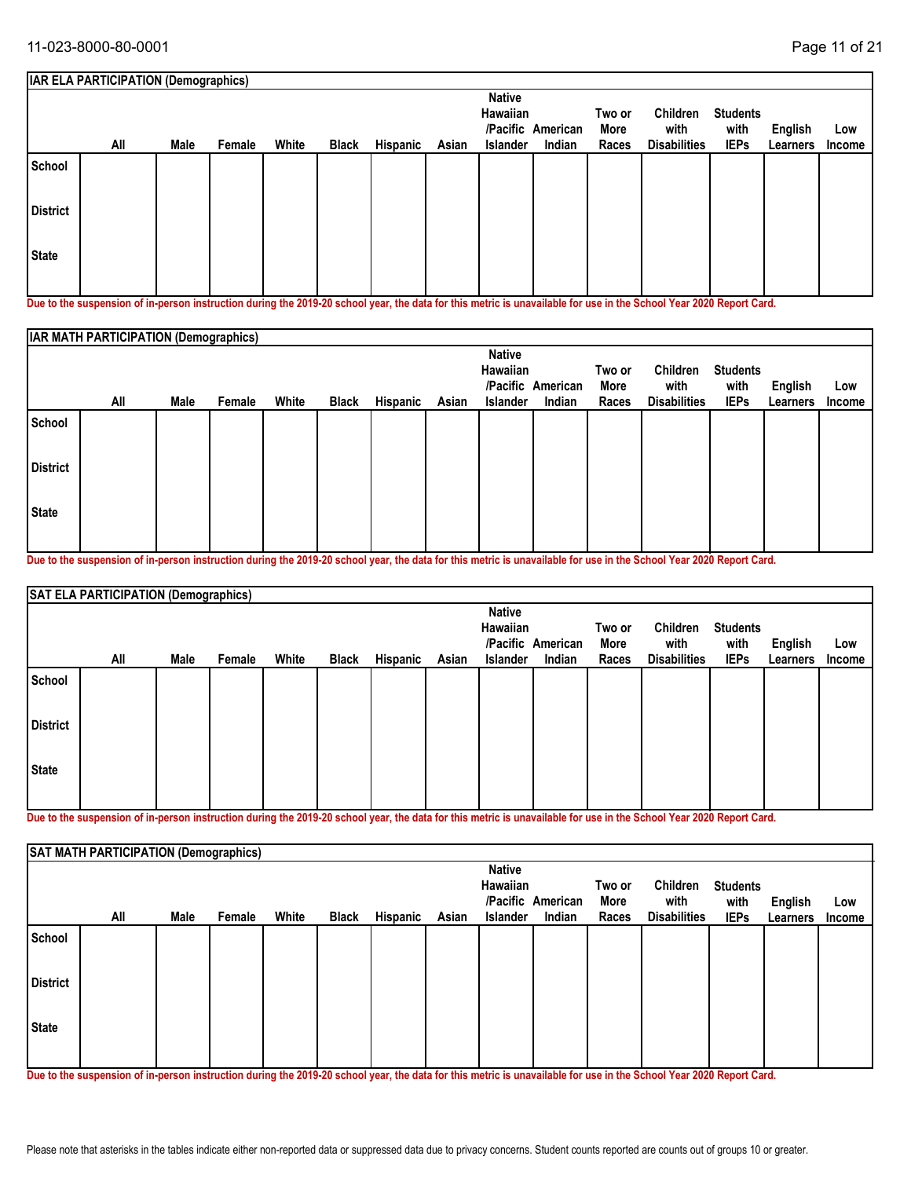| IAR ELA PARTICIPATION (Demographics) | | | | | | | | | | | | | |
|---|---|---|---|---|---|---|---|---|---|---|---|---|---|
| | All | Male | Female | White | Black | Hispanic | Asian | Native Hawaiian /Pacific Islander | American Indian | Two or More Races | Children with Disabilities | Students with IEPs | English Learners | Low Income |
| School | | | | | | | | | | | | | | |
| District | | | | | | | | | | | | | | |
| State | | | | | | | | | | | | | | |

**Due to the suspension of in-person instruction during the 2019-20 school year, the data for this metric is unavailable for use in the School Year 2020 Report Card.**

| IAR MATH PARTICIPATION (Demographics) | | | | | | | | | | | | | |
|---|---|---|---|---|---|---|---|---|---|---|---|---|---|
| | All | Male | Female | White | Black | Hispanic | Asian | Native Hawaiian /Pacific Islander | American Indian | Two or More Races | Children with Disabilities | Students with IEPs | English Learners | Low Income |
| School | | | | | | | | | | | | | | |
| District | | | | | | | | | | | | | | |
| State | | | | | | | | | | | | | | |

**Due to the suspension of in-person instruction during the 2019-20 school year, the data for this metric is unavailable for use in the School Year 2020 Report Card.**

| SAT ELA PARTICIPATION (Demographics) | | | | | | | | | | | | | |
|---|---|---|---|---|---|---|---|---|---|---|---|---|---|
| | All | Male | Female | White | Black | Hispanic | Asian | Native Hawaiian /Pacific Islander | American Indian | Two or More Races | Children with Disabilities | Students with IEPs | English Learners | Low Income |
| School | | | | | | | | | | | | | | |
| District | | | | | | | | | | | | | | |
| State | | | | | | | | | | | | | | |

**Due to the suspension of in-person instruction during the 2019-20 school year, the data for this metric is unavailable for use in the School Year 2020 Report Card.**

| SAT MATH PARTICIPATION (Demographics) | | | | | | | | | | | | | |
|---|---|---|---|---|---|---|---|---|---|---|---|---|---|
| | All | Male | Female | White | Black | Hispanic | Asian | Native Hawaiian /Pacific Islander | American Indian | Two or More Races | Children with Disabilities | Students with IEPs | English Learners | Low Income |
| School | | | | | | | | | | | | | | |
| District | | | | | | | | | | | | | | |
| State | | | | | | | | | | | | | | |

**Due to the suspension of in-person instruction during the 2019-20 school year, the data for this metric is unavailable for use in the School Year 2020 Report Card.**

Please note that asterisks in the tables indicate either non-reported data or suppressed data due to privacy concerns. Student counts reported are counts out of groups 10 or greater.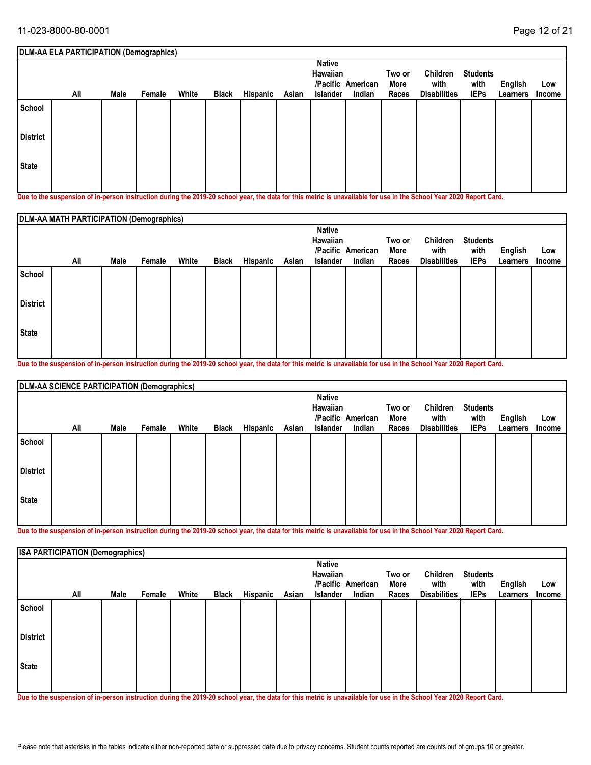**DLM-AA ELA PARTICIPATION (Demographics)**

| | All | Male | Female | White | Black | Hispanic | Asian | Native Hawaiian /Pacific Islander | American Indian | Two or More Races | Children with Disabilities | Students with IEPs | English Learners | Low Income |
|---|---|---|---|---|---|---|---|---|---|---|---|---|---|---|
| School | | | | | | | | | | | | | | |
| District | | | | | | | | | | | | | | |
| State | | | | | | | | | | | | | | |

**Due to the suspension of in-person instruction during the 2019-20 school year, the data for this metric is unavailable for use in the School Year 2020 Report Card.**

**DLM-AA MATH PARTICIPATION (Demographics)**

| | All | Male | Female | White | Black | Hispanic | Asian | Native Hawaiian /Pacific Islander | American Indian | Two or More Races | Children with Disabilities | Students with IEPs | English Learners | Low Income |
|---|---|---|---|---|---|---|---|---|---|---|---|---|---|---|
| School | | | | | | | | | | | | | | |
| District | | | | | | | | | | | | | | |
| State | | | | | | | | | | | | | | |

**Due to the suspension of in-person instruction during the 2019-20 school year, the data for this metric is unavailable for use in the School Year 2020 Report Card.**

**DLM-AA SCIENCE PARTICIPATION (Demographics)**

| | All | Male | Female | White | Black | Hispanic | Asian | Native Hawaiian /Pacific Islander | American Indian | Two or More Races | Children with Disabilities | Students with IEPs | English Learners | Low Income |
|---|---|---|---|---|---|---|---|---|---|---|---|---|---|---|
| School | | | | | | | | | | | | | | |
| District | | | | | | | | | | | | | | |
| State | | | | | | | | | | | | | | |

**Due to the suspension of in-person instruction during the 2019-20 school year, the data for this metric is unavailable for use in the School Year 2020 Report Card.**

**ISA PARTICIPATION (Demographics)**

| | All | Male | Female | White | Black | Hispanic | Asian | Native Hawaiian /Pacific Islander | American Indian | Two or More Races | Children with Disabilities | Students with IEPs | English Learners | Low Income |
|---|---|---|---|---|---|---|---|---|---|---|---|---|---|---|
| School | | | | | | | | | | | | | | |
| District | | | | | | | | | | | | | | |
| State | | | | | | | | | | | | | | |

**Due to the suspension of in-person instruction during the 2019-20 school year, the data for this metric is unavailable for use in the School Year 2020 Report Card.**

Please note that asterisks in the tables indicate either non-reported data or suppressed data due to privacy concerns. Student counts reported are counts out of groups 10 or greater.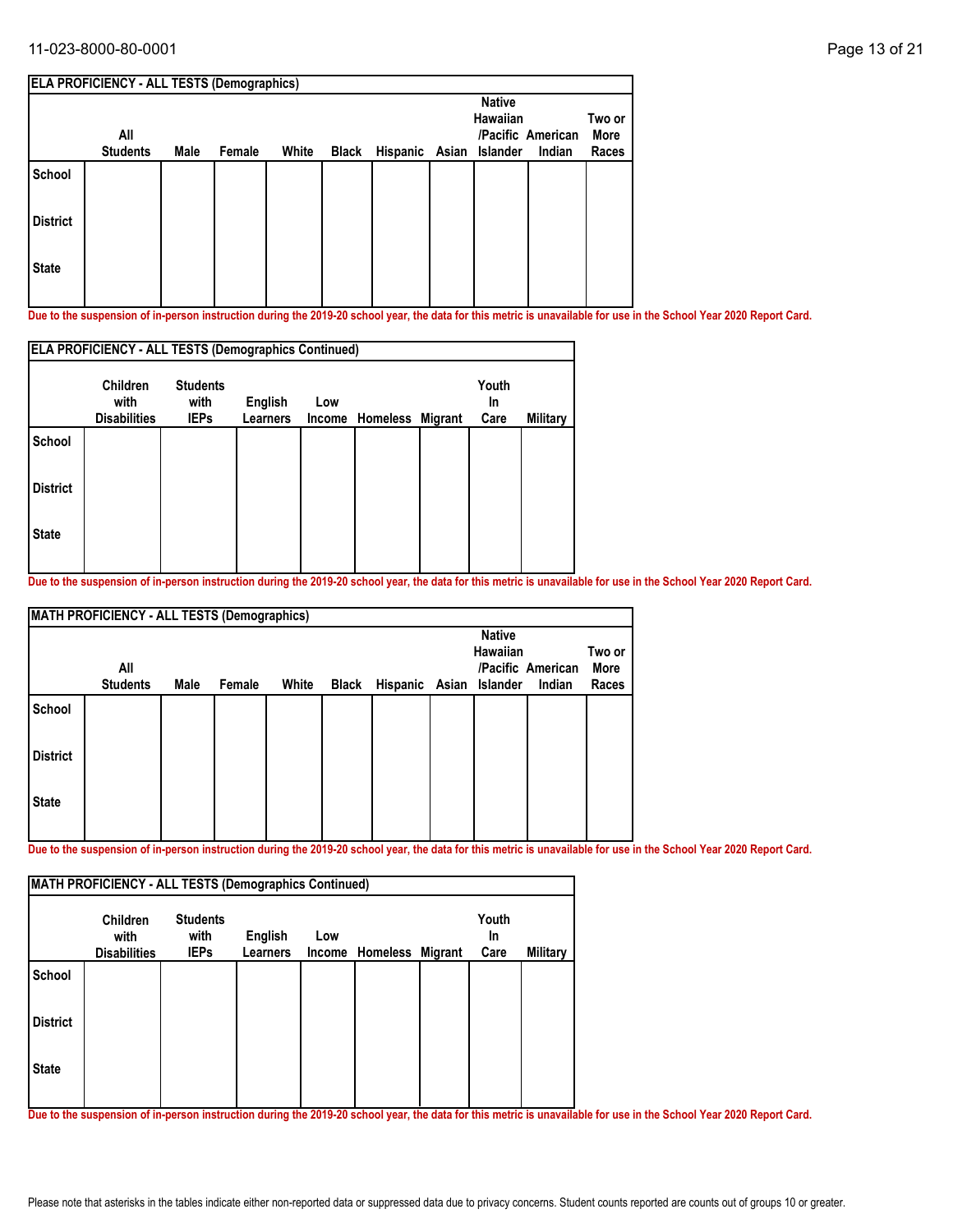| ELA PROFICIENCY - ALL TESTS (Demographics) | | | | | | | | | | |
|---|---|---|---|---|---|---|---|---|---|---|
| | All Students | Male | Female | White | Black | Hispanic | Asian | Native Hawaiian /Pacific Islander | American Indian | Two or More Races |
| School | | | | | | | | | | |
| District | | | | | | | | | | |
| State | | | | | | | | | | |

**Due to the suspension of in-person instruction during the 2019-20 school year, the data for this metric is unavailable for use in the School Year 2020 Report Card.**

| ELA PROFICIENCY - ALL TESTS (Demographics Continued) | | | | | | | | |
|---|---|---|---|---|---|---|---|---|
| | Children with Disabilities | Students with IEPs | English Learners | Low Income | Homeless | Migrant | Youth In Care | Military |
| School | | | | | | | | |
| District | | | | | | | | |
| State | | | | | | | | |

**Due to the suspension of in-person instruction during the 2019-20 school year, the data for this metric is unavailable for use in the School Year 2020 Report Card.**

| MATH PROFICIENCY - ALL TESTS (Demographics) | | | | | | | | | | |
|---|---|---|---|---|---|---|---|---|---|---|
| | All Students | Male | Female | White | Black | Hispanic | Asian | Native Hawaiian /Pacific Islander | American Indian | Two or More Races |
| School | | | | | | | | | | |
| District | | | | | | | | | | |
| State | | | | | | | | | | |

**Due to the suspension of in-person instruction during the 2019-20 school year, the data for this metric is unavailable for use in the School Year 2020 Report Card.**

| MATH PROFICIENCY - ALL TESTS (Demographics Continued) | | | | | | | | |
|---|---|---|---|---|---|---|---|---|
| | Children with Disabilities | Students with IEPs | English Learners | Low Income | Homeless | Migrant | Youth In Care | Military |
| School | | | | | | | | |
| District | | | | | | | | |
| State | | | | | | | | |

**Due to the suspension of in-person instruction during the 2019-20 school year, the data for this metric is unavailable for use in the School Year 2020 Report Card.**

Please note that asterisks in the tables indicate either non-reported data or suppressed data due to privacy concerns. Student counts reported are counts out of groups 10 or greater.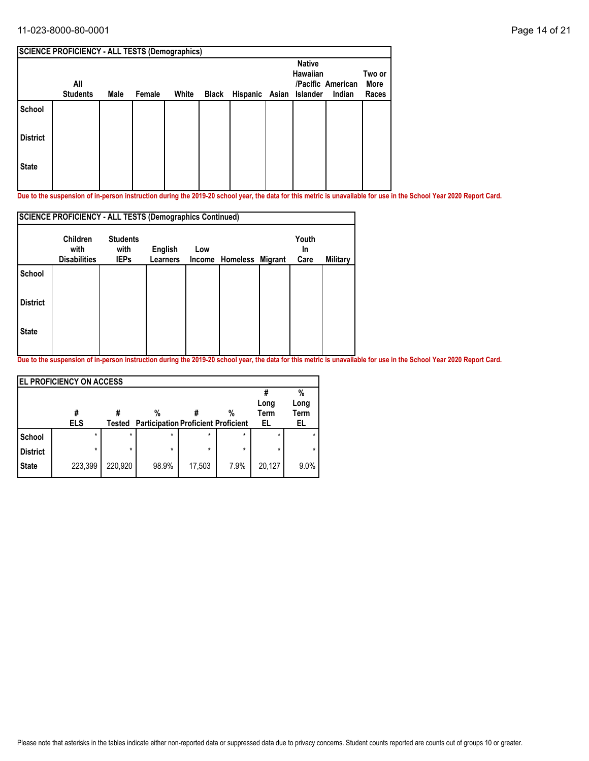| SCIENCE PROFICIENCY - ALL TESTS (Demographics) | | | | | | | | | | |
|---|---|---|---|---|---|---|---|---|---|---|
| | All Students | Male | Female | White | Black | Hispanic | Asian | Native Hawaiian /Pacific Islander | American Indian | Two or More Races |
| School | | | | | | | | | | |
| District | | | | | | | | | | |
| State | | | | | | | | | | |

**Due to the suspension of in-person instruction during the 2019-20 school year, the data for this metric is unavailable for use in the School Year 2020 Report Card.**

| SCIENCE PROFICIENCY - ALL TESTS (Demographics Continued) | | | | | | | | |
|---|---|---|---|---|---|---|---|---|
| | Children with Disabilities | Students with IEPs | English Learners | Low Income | Homeless | Migrant | Youth In Care | Military |
| School | | | | | | | | |
| District | | | | | | | | |
| State | | | | | | | | |

**Due to the suspension of in-person instruction during the 2019-20 school year, the data for this metric is unavailable for use in the School Year 2020 Report Card.**

| EL PROFICIENCY ON ACCESS | | | | | | | |
|---|---|---|---|---|---|---|---|
| | # ELS | # Tested | % Participation | # Proficient | % Proficient | # Long Term EL | % Long Term EL |
| School | * | * | * | * | * | * | * |
| District | * | * | * | * | * | * | * |
| State | 223,399 | 220,920 | 98.9% | 17,503 | 7.9% | 20,127 | 9.0% |

Please note that asterisks in the tables indicate either non-reported data or suppressed data due to privacy concerns. Student counts reported are counts out of groups 10 or greater.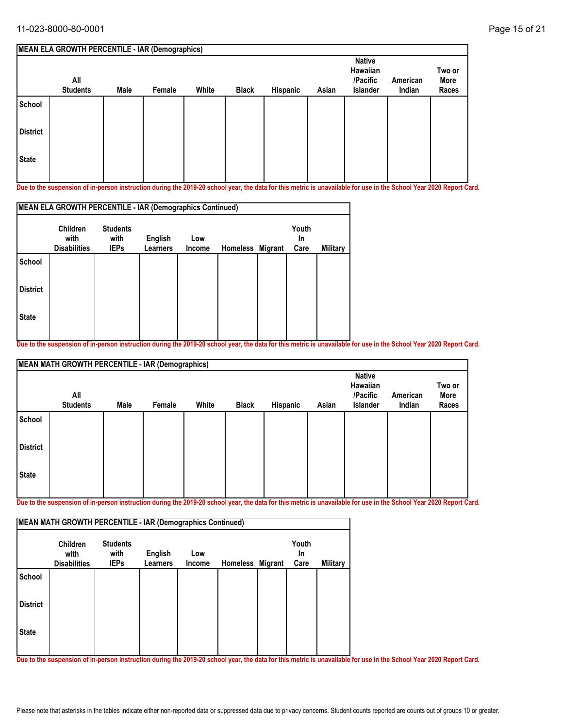| MEAN ELA GROWTH PERCENTILE - IAR (Demographics) | | | | | | | | | | |
|---|---|---|---|---|---|---|---|---|---|---|
| | All Students | Male | Female | White | Black | Hispanic | Asian | Native Hawaiian /Pacific Islander | American Indian | Two or More Races |
| School | | | | | | | | | | |
| District | | | | | | | | | | |
| State | | | | | | | | | | |

Due to the suspension of in-person instruction during the 2019-20 school year, the data for this metric is unavailable for use in the School Year 2020 Report Card.

| MEAN ELA GROWTH PERCENTILE - IAR (Demographics Continued) | | | | | | | | |
|---|---|---|---|---|---|---|---|---|
| | Children with Disabilities | Students with IEPs | English Learners | Low Income | Homeless | Migrant | Youth In Care | Military |
| School | | | | | | | | |
| District | | | | | | | | |
| State | | | | | | | | |

Due to the suspension of in-person instruction during the 2019-20 school year, the data for this metric is unavailable for use in the School Year 2020 Report Card.

| MEAN MATH GROWTH PERCENTILE - IAR (Demographics) | | | | | | | | | | |
|---|---|---|---|---|---|---|---|---|---|---|
| | All Students | Male | Female | White | Black | Hispanic | Asian | Native Hawaiian /Pacific Islander | American Indian | Two or More Races |
| School | | | | | | | | | | |
| District | | | | | | | | | | |
| State | | | | | | | | | | |

Due to the suspension of in-person instruction during the 2019-20 school year, the data for this metric is unavailable for use in the School Year 2020 Report Card.

| MEAN MATH GROWTH PERCENTILE - IAR (Demographics Continued) | | | | | | | | |
|---|---|---|---|---|---|---|---|---|
| | Children with Disabilities | Students with IEPs | English Learners | Low Income | Homeless | Migrant | Youth In Care | Military |
| School | | | | | | | | |
| District | | | | | | | | |
| State | | | | | | | | |

Due to the suspension of in-person instruction during the 2019-20 school year, the data for this metric is unavailable for use in the School Year 2020 Report Card.

Please note that asterisks in the tables indicate either non-reported data or suppressed data due to privacy concerns. Student counts reported are counts out of groups 10 or greater.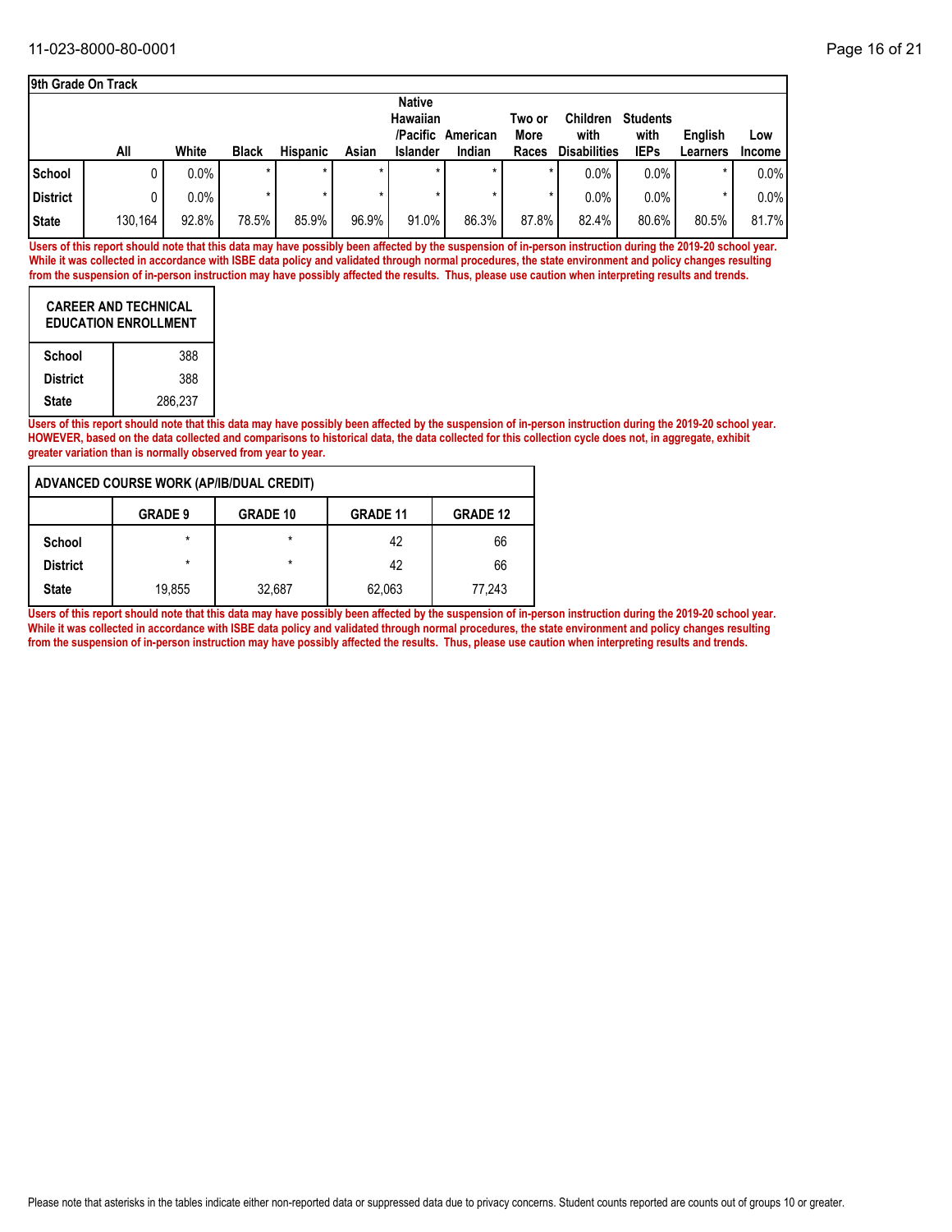## 9th Grade On Track

| | All | White | Black | Hispanic | Asian | Native Hawaiian /Pacific Islander | American Indian | Two or More Races | Children with Disabilities | Students with IEPs | English Learners | Low Income |
|---|---|---|---|---|---|---|---|---|---|---|---|---|
| School | 0 | 0.0% | * | * | * | * | * | * | 0.0% | 0.0% | * | 0.0% |
| District | 0 | 0.0% | * | * | * | * | * | * | 0.0% | 0.0% | * | 0.0% |
| State | 130,164 | 92.8% | 78.5% | 85.9% | 96.9% | 91.0% | 86.3% | 87.8% | 82.4% | 80.6% | 80.5% | 81.7% |

**Users of this report should note that this data may have possibly been affected by the suspension of in-person instruction during the 2019-20 school year. While it was collected in accordance with ISBE data policy and validated through normal procedures, the state environment and policy changes resulting from the suspension of in-person instruction may have possibly affected the results. Thus, please use caution when interpreting results and trends.**

| CAREER AND TECHNICAL EDUCATION ENROLLMENT | |
|---|---|
| School | 388 |
| District | 388 |
| State | 286,237 |

**Users of this report should note that this data may have possibly been affected by the suspension of in-person instruction during the 2019-20 school year. HOWEVER, based on the data collected and comparisons to historical data, the data collected for this collection cycle does not, in aggregate, exhibit greater variation than is normally observed from year to year.**

## ADVANCED COURSE WORK (AP/IB/DUAL CREDIT)

| | GRADE 9 | GRADE 10 | GRADE 11 | GRADE 12 |
|---|---|---|---|---|
| School | * | * | 42 | 66 |
| District | * | * | 42 | 66 |
| State | 19,855 | 32,687 | 62,063 | 77,243 |

**Users of this report should note that this data may have possibly been affected by the suspension of in-person instruction during the 2019-20 school year. While it was collected in accordance with ISBE data policy and validated through normal procedures, the state environment and policy changes resulting from the suspension of in-person instruction may have possibly affected the results. Thus, please use caution when interpreting results and trends.**

Please note that asterisks in the tables indicate either non-reported data or suppressed data due to privacy concerns. Student counts reported are counts out of groups 10 or greater.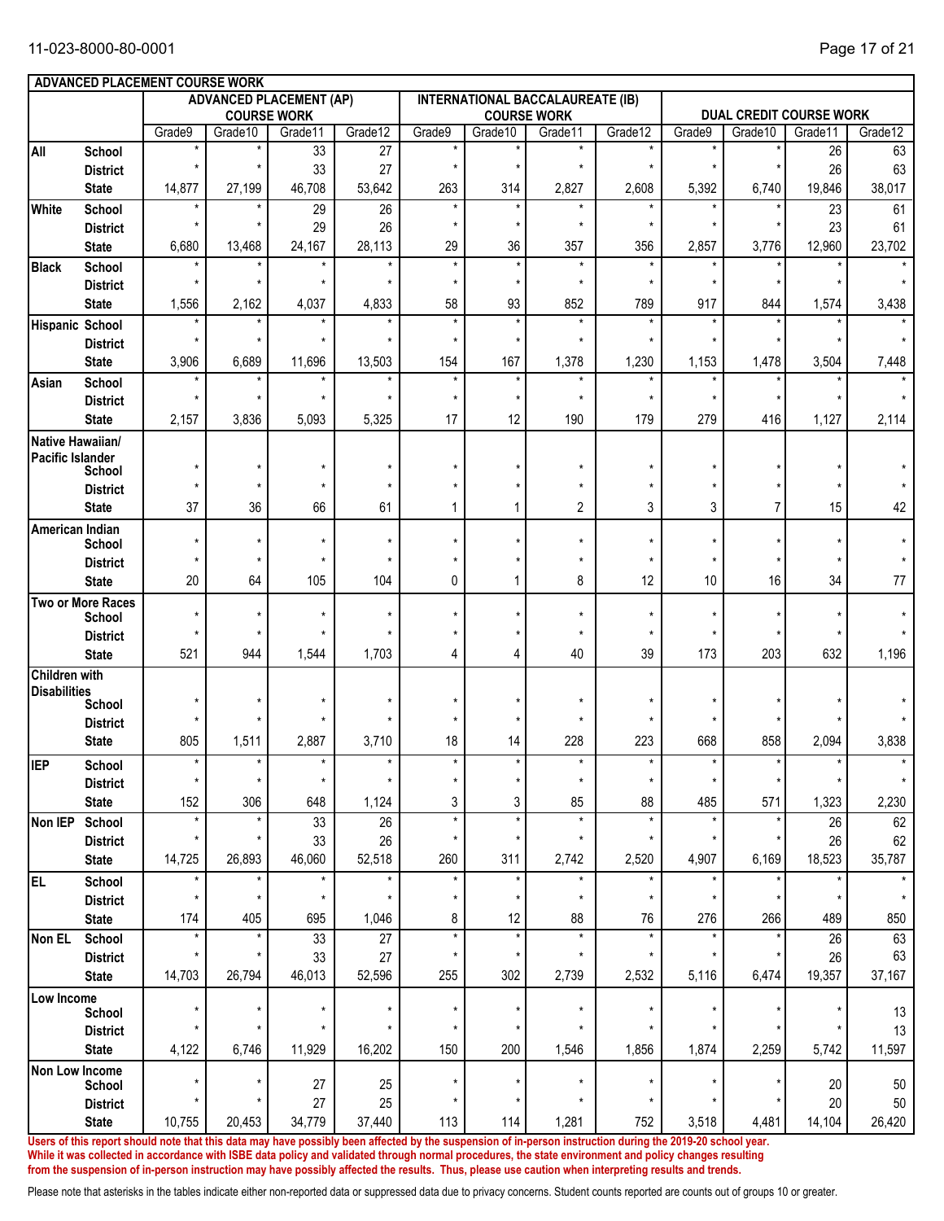## ADVANCED PLACEMENT COURSE WORK

| | | ADVANCED PLACEMENT (AP) COURSE WORK | | | | INTERNATIONAL BACCALAUREATE (IB) COURSE WORK | | | | DUAL CREDIT COURSE WORK | | | |
|---|---|---|---|---|---|---|---|---|---|---|---|---|---|
| | | Grade9 | Grade10 | Grade11 | Grade12 | Grade9 | Grade10 | Grade11 | Grade12 | Grade9 | Grade10 | Grade11 | Grade12 |
| All | School | * | * | 33 | 27 | * | * | * | * | * | * | 26 | 63 |
| | District | * | * | 33 | 27 | * | * | * | * | * | * | 26 | 63 |
| | State | 14,877 | 27,199 | 46,708 | 53,642 | 263 | 314 | 2,827 | 2,608 | 5,392 | 6,740 | 19,846 | 38,017 |
| White | School | * | * | 29 | 26 | * | * | * | * | * | * | 23 | 61 |
| | District | * | * | 29 | 26 | * | * | * | * | * | * | 23 | 61 |
| | State | 6,680 | 13,468 | 24,167 | 28,113 | 29 | 36 | 357 | 356 | 2,857 | 3,776 | 12,960 | 23,702 |
| Black | School | * | * | * | * | * | * | * | * | * | * | * | * |
| | District | * | * | * | * | * | * | * | * | * | * | * | * |
| | State | 1,556 | 2,162 | 4,037 | 4,833 | 58 | 93 | 852 | 789 | 917 | 844 | 1,574 | 3,438 |
| Hispanic | School | * | * | * | * | * | * | * | * | * | * | * | * |
| | District | * | * | * | * | * | * | * | * | * | * | * | * |
| | State | 3,906 | 6,689 | 11,696 | 13,503 | 154 | 167 | 1,378 | 1,230 | 1,153 | 1,478 | 3,504 | 7,448 |
| Asian | School | * | * | * | * | * | * | * | * | * | * | * | * |
| | District | * | * | * | * | * | * | * | * | * | * | * | * |
| | State | 2,157 | 3,836 | 5,093 | 5,325 | 17 | 12 | 190 | 179 | 279 | 416 | 1,127 | 2,114 |
| Native Hawaiian/ Pacific Islander | School | * | * | * | * | * | * | * | * | * | * | * | * |
| | District | * | * | * | * | * | * | * | * | * | * | * | * |
| | State | 37 | 36 | 66 | 61 | 1 | 1 | 2 | 3 | 3 | 7 | 15 | 42 |
| American Indian | School | * | * | * | * | * | * | * | * | * | * | * | * |
| | District | * | * | * | * | * | * | * | * | * | * | * | * |
| | State | 20 | 64 | 105 | 104 | 0 | 1 | 8 | 12 | 10 | 16 | 34 | 77 |
| Two or More Races | School | * | * | * | * | * | * | * | * | * | * | * | * |
| | District | * | * | * | * | * | * | * | * | * | * | * | * |
| | State | 521 | 944 | 1,544 | 1,703 | 4 | 4 | 40 | 39 | 173 | 203 | 632 | 1,196 |
| Children with Disabilities | School | * | * | * | * | * | * | * | * | * | * | * | * |
| | District | * | * | * | * | * | * | * | * | * | * | * | * |
| | State | 805 | 1,511 | 2,887 | 3,710 | 18 | 14 | 228 | 223 | 668 | 858 | 2,094 | 3,838 |
| IEP | School | * | * | * | * | * | * | * | * | * | * | * | * |
| | District | * | * | * | * | * | * | * | * | * | * | * | * |
| | State | 152 | 306 | 648 | 1,124 | 3 | 3 | 85 | 88 | 485 | 571 | 1,323 | 2,230 |
| Non IEP | School | * | * | 33 | 26 | * | * | * | * | * | * | 26 | 62 |
| | District | * | * | 33 | 26 | * | * | * | * | * | * | 26 | 62 |
| | State | 14,725 | 26,893 | 46,060 | 52,518 | 260 | 311 | 2,742 | 2,520 | 4,907 | 6,169 | 18,523 | 35,787 |
| EL | School | * | * | * | * | * | * | * | * | * | * | * | * |
| | District | * | * | * | * | * | * | * | * | * | * | * | * |
| | State | 174 | 405 | 695 | 1,046 | 8 | 12 | 88 | 76 | 276 | 266 | 489 | 850 |
| Non EL | School | * | * | 33 | 27 | * | * | * | * | * | * | 26 | 63 |
| | District | * | * | 33 | 27 | * | * | * | * | * | * | 26 | 63 |
| | State | 14,703 | 26,794 | 46,013 | 52,596 | 255 | 302 | 2,739 | 2,532 | 5,116 | 6,474 | 19,357 | 37,167 |
| Low Income | School | * | * | * | * | * | * | * | * | * | * | * | 13 |
| | District | * | * | * | * | * | * | * | * | * | * | * | 13 |
| | State | 4,122 | 6,746 | 11,929 | 16,202 | 150 | 200 | 1,546 | 1,856 | 1,874 | 2,259 | 5,742 | 11,597 |
| Non Low Income | School | * | * | 27 | 25 | * | * | * | * | * | * | 20 | 50 |
| | District | * | * | 27 | 25 | * | * | * | * | * | * | 20 | 50 |
| | State | 10,755 | 20,453 | 34,779 | 37,440 | 113 | 114 | 1,281 | 752 | 3,518 | 4,481 | 14,104 | 26,420 |

**Users of this report should note that this data may have possibly been affected by the suspension of in-person instruction during the 2019-20 school year. While it was collected in accordance with ISBE data policy and validated through normal procedures, the state environment and policy changes resulting from the suspension of in-person instruction may have possibly affected the results. Thus, please use caution when interpreting results and trends.**

Please note that asterisks in the tables indicate either non-reported data or suppressed data due to privacy concerns. Student counts reported are counts out of groups 10 or greater.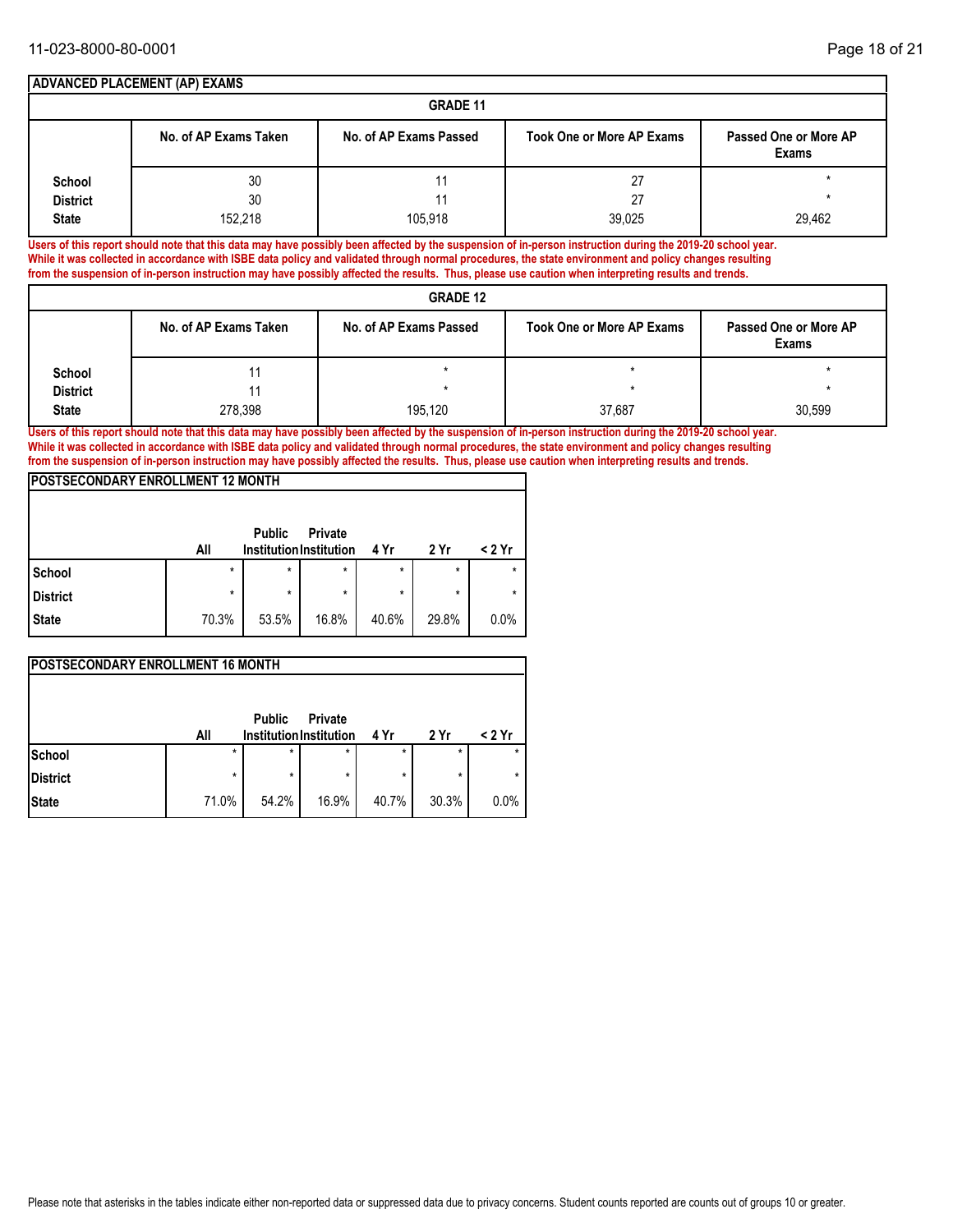## ADVANCED PLACEMENT (AP) EXAMS

### GRADE 11

| | No. of AP Exams Taken | No. of AP Exams Passed | Took One or More AP Exams | Passed One or More AP Exams |
|---|---|---|---|---|
| School | 30 | 11 | 27 | * |
| District | 30 | 11 | 27 | * |
| State | 152,218 | 105,918 | 39,025 | 29,462 |

**Users of this report should note that this data may have possibly been affected by the suspension of in-person instruction during the 2019-20 school year. While it was collected in accordance with ISBE data policy and validated through normal procedures, the state environment and policy changes resulting from the suspension of in-person instruction may have possibly affected the results. Thus, please use caution when interpreting results and trends.**

### GRADE 12

| | No. of AP Exams Taken | No. of AP Exams Passed | Took One or More AP Exams | Passed One or More AP Exams |
|---|---|---|---|---|
| School | 11 | * | * | * |
| District | 11 | * | * | * |
| State | 278,398 | 195,120 | 37,687 | 30,599 |

**Users of this report should note that this data may have possibly been affected by the suspension of in-person instruction during the 2019-20 school year. While it was collected in accordance with ISBE data policy and validated through normal procedures, the state environment and policy changes resulting from the suspension of in-person instruction may have possibly affected the results. Thus, please use caution when interpreting results and trends.**

## POSTSECONDARY ENROLLMENT 12 MONTH

| | All | Public Institution | Private Institution | 4 Yr | 2 Yr | < 2 Yr |
|---|---|---|---|---|---|---|
| School | * | * | * | * | * | * |
| District | * | * | * | * | * | * |
| State | 70.3% | 53.5% | 16.8% | 40.6% | 29.8% | 0.0% |

## POSTSECONDARY ENROLLMENT 16 MONTH

| | All | Public Institution | Private Institution | 4 Yr | 2 Yr | < 2 Yr |
|---|---|---|---|---|---|---|
| School | * | * | * | * | * | * |
| District | * | * | * | * | * | * |
| State | 71.0% | 54.2% | 16.9% | 40.7% | 30.3% | 0.0% |

Please note that asterisks in the tables indicate either non-reported data or suppressed data due to privacy concerns. Student counts reported are counts out of groups 10 or greater.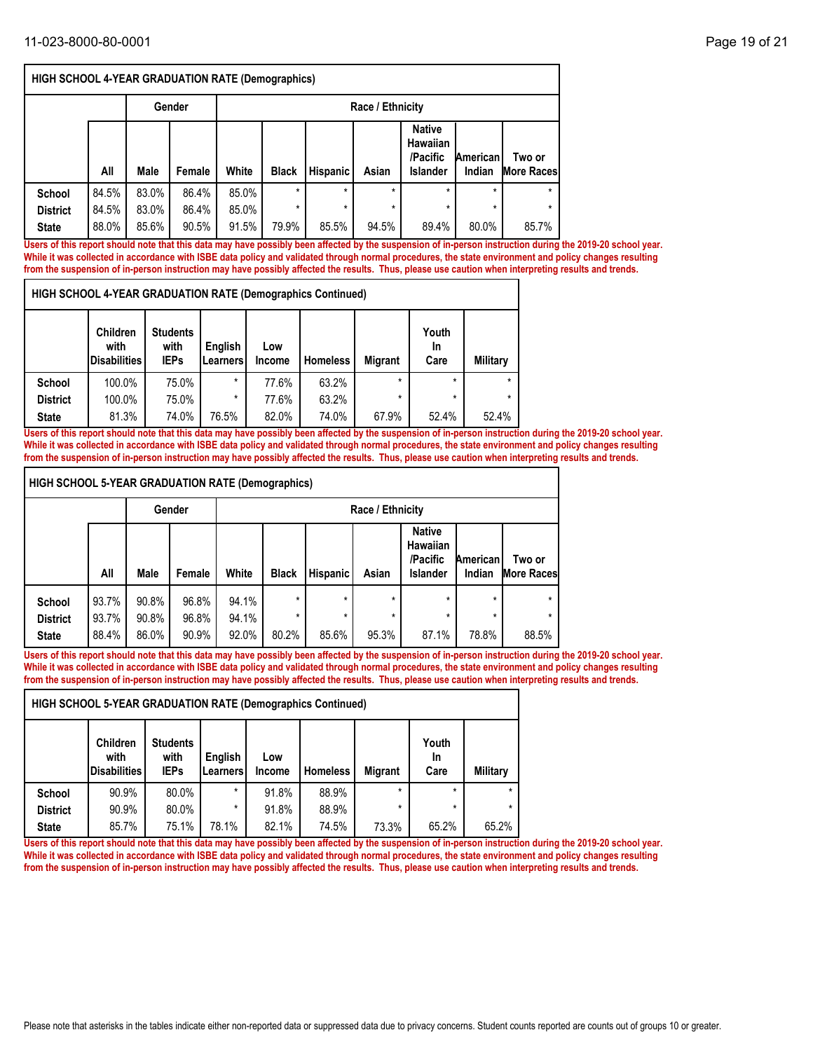| HIGH SCHOOL 4-YEAR GRADUATION RATE (Demographics) | | | | | | | | | | |
|---|---|---|---|---|---|---|---|---|---|---|
| | | Gender | | Race / Ethnicity | | | | | | |
| | All | Male | Female | White | Black | Hispanic | Asian | Native Hawaiian /Pacific Islander | American Indian | Two or More Races |
| School | 84.5% | 83.0% | 86.4% | 85.0% | * | * | * | * | * | * |
| District | 84.5% | 83.0% | 86.4% | 85.0% | * | * | * | * | * | * |
| State | 88.0% | 85.6% | 90.5% | 91.5% | 79.9% | 85.5% | 94.5% | 89.4% | 80.0% | 85.7% |

**Users of this report should note that this data may have possibly been affected by the suspension of in-person instruction during the 2019-20 school year. While it was collected in accordance with ISBE data policy and validated through normal procedures, the state environment and policy changes resulting from the suspension of in-person instruction may have possibly affected the results. Thus, please use caution when interpreting results and trends.**

| HIGH SCHOOL 4-YEAR GRADUATION RATE (Demographics Continued) | | | | | | | | |
|---|---|---|---|---|---|---|---|---|
| | Children with Disabilities | Students with IEPs | English Learners | Low Income | Homeless | Migrant | Youth In Care | Military |
| School | 100.0% | 75.0% | * | 77.6% | 63.2% | * | * | * |
| District | 100.0% | 75.0% | * | 77.6% | 63.2% | * | * | * |
| State | 81.3% | 74.0% | 76.5% | 82.0% | 74.0% | 67.9% | 52.4% | 52.4% |

**Users of this report should note that this data may have possibly been affected by the suspension of in-person instruction during the 2019-20 school year. While it was collected in accordance with ISBE data policy and validated through normal procedures, the state environment and policy changes resulting from the suspension of in-person instruction may have possibly affected the results. Thus, please use caution when interpreting results and trends.**

| HIGH SCHOOL 5-YEAR GRADUATION RATE (Demographics) | | | | | | | | | | |
|---|---|---|---|---|---|---|---|---|---|---|
| | | Gender | | Race / Ethnicity | | | | | | |
| | All | Male | Female | White | Black | Hispanic | Asian | Native Hawaiian /Pacific Islander | American Indian | Two or More Races |
| School | 93.7% | 90.8% | 96.8% | 94.1% | * | * | * | * | * | * |
| District | 93.7% | 90.8% | 96.8% | 94.1% | * | * | * | * | * | * |
| State | 88.4% | 86.0% | 90.9% | 92.0% | 80.2% | 85.6% | 95.3% | 87.1% | 78.8% | 88.5% |

**Users of this report should note that this data may have possibly been affected by the suspension of in-person instruction during the 2019-20 school year. While it was collected in accordance with ISBE data policy and validated through normal procedures, the state environment and policy changes resulting from the suspension of in-person instruction may have possibly affected the results. Thus, please use caution when interpreting results and trends.**

| HIGH SCHOOL 5-YEAR GRADUATION RATE (Demographics Continued) | | | | | | | | |
|---|---|---|---|---|---|---|---|---|
| | Children with Disabilities | Students with IEPs | English Learners | Low Income | Homeless | Migrant | Youth In Care | Military |
| School | 90.9% | 80.0% | * | 91.8% | 88.9% | * | * | * |
| District | 90.9% | 80.0% | * | 91.8% | 88.9% | * | * | * |
| State | 85.7% | 75.1% | 78.1% | 82.1% | 74.5% | 73.3% | 65.2% | 65.2% |

**Users of this report should note that this data may have possibly been affected by the suspension of in-person instruction during the 2019-20 school year. While it was collected in accordance with ISBE data policy and validated through normal procedures, the state environment and policy changes resulting from the suspension of in-person instruction may have possibly affected the results. Thus, please use caution when interpreting results and trends.**

Please note that asterisks in the tables indicate either non-reported data or suppressed data due to privacy concerns. Student counts reported are counts out of groups 10 or greater.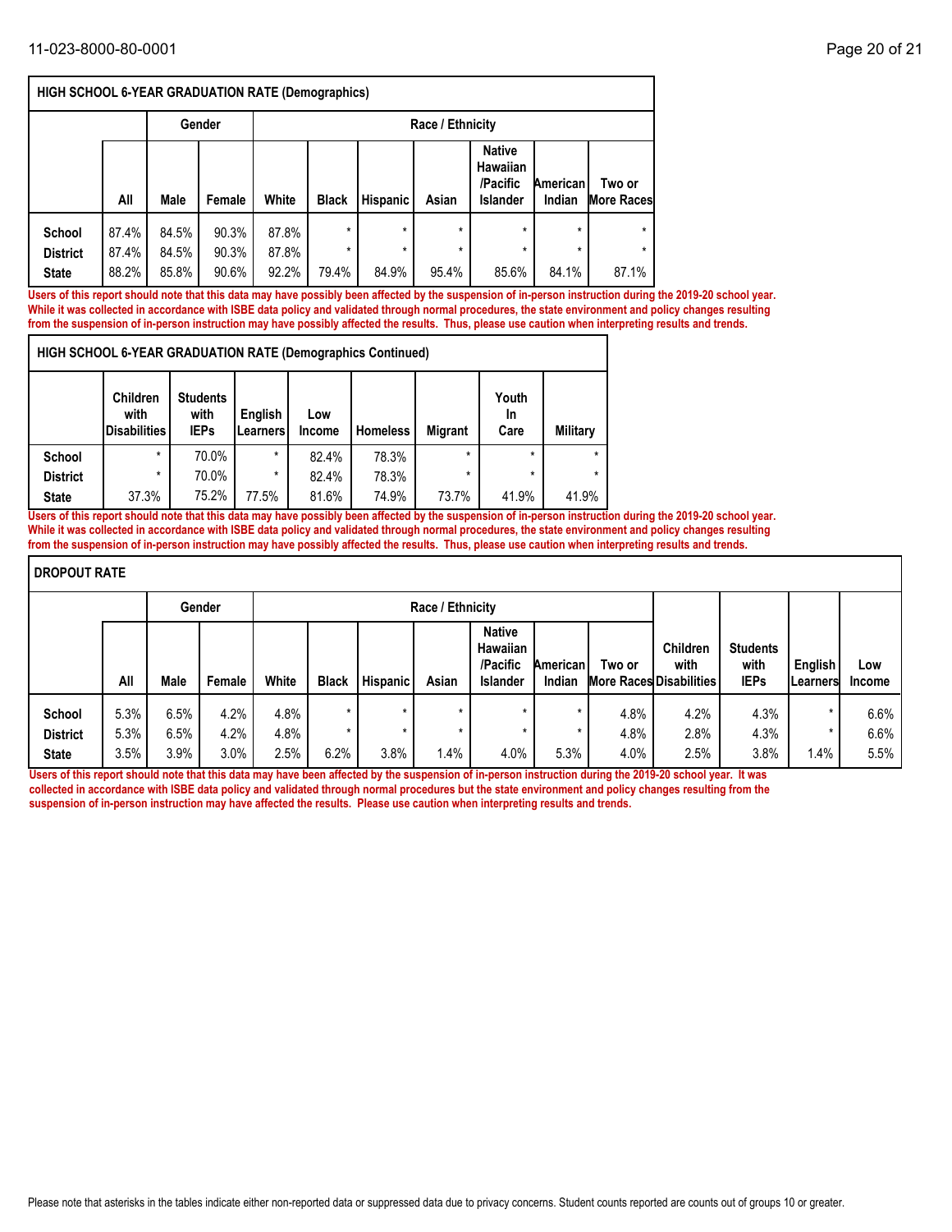## HIGH SCHOOL 6-YEAR GRADUATION RATE (Demographics)

| | | Gender | | Race / Ethnicity | | | | | | |
|---|---|---|---|---|---|---|---|---|---|---|
| | All | Male | Female | White | Black | Hispanic | Asian | Native Hawaiian /Pacific Islander | American Indian | Two or More Races |
| School | 87.4% | 84.5% | 90.3% | 87.8% | * | * | * | * | * | * |
| District | 87.4% | 84.5% | 90.3% | 87.8% | * | * | * | * | * | * |
| State | 88.2% | 85.8% | 90.6% | 92.2% | 79.4% | 84.9% | 95.4% | 85.6% | 84.1% | 87.1% |

**Users of this report should note that this data may have possibly been affected by the suspension of in-person instruction during the 2019-20 school year. While it was collected in accordance with ISBE data policy and validated through normal procedures, the state environment and policy changes resulting from the suspension of in-person instruction may have possibly affected the results. Thus, please use caution when interpreting results and trends.**

## HIGH SCHOOL 6-YEAR GRADUATION RATE (Demographics Continued)

| | Children with Disabilities | Students with IEPs | English Learners | Low Income | Homeless | Migrant | Youth In Care | Military |
|---|---|---|---|---|---|---|---|---|
| School | * | 70.0% | * | 82.4% | 78.3% | * | * | * |
| District | * | 70.0% | * | 82.4% | 78.3% | * | * | * |
| State | 37.3% | 75.2% | 77.5% | 81.6% | 74.9% | 73.7% | 41.9% | 41.9% |

**Users of this report should note that this data may have possibly been affected by the suspension of in-person instruction during the 2019-20 school year. While it was collected in accordance with ISBE data policy and validated through normal procedures, the state environment and policy changes resulting from the suspension of in-person instruction may have possibly affected the results. Thus, please use caution when interpreting results and trends.**

## DROPOUT RATE

| | | Gender | | Race / Ethnicity | | | | | | | | | | |
|---|---|---|---|---|---|---|---|---|---|---|---|---|---|---|
| | All | Male | Female | White | Black | Hispanic | Asian | Native Hawaiian /Pacific Islander | American Indian | Two or More Races | Children with Disabilities | Students with IEPs | English Learners | Low Income |
| School | 5.3% | 6.5% | 4.2% | 4.8% | * | * | * | * | * | 4.8% | 4.2% | 4.3% | * | 6.6% |
| District | 5.3% | 6.5% | 4.2% | 4.8% | * | * | * | * | * | 4.8% | 2.8% | 4.3% | * | 6.6% |
| State | 3.5% | 3.9% | 3.0% | 2.5% | 6.2% | 3.8% | 1.4% | 4.0% | 5.3% | 4.0% | 2.5% | 3.8% | 1.4% | 5.5% |

**Users of this report should note that this data may have been affected by the suspension of in-person instruction during the 2019-20 school year. It was collected in accordance with ISBE data policy and validated through normal procedures but the state environment and policy changes resulting from the suspension of in-person instruction may have affected the results. Please use caution when interpreting results and trends.**

Please note that asterisks in the tables indicate either non-reported data or suppressed data due to privacy concerns. Student counts reported are counts out of groups 10 or greater.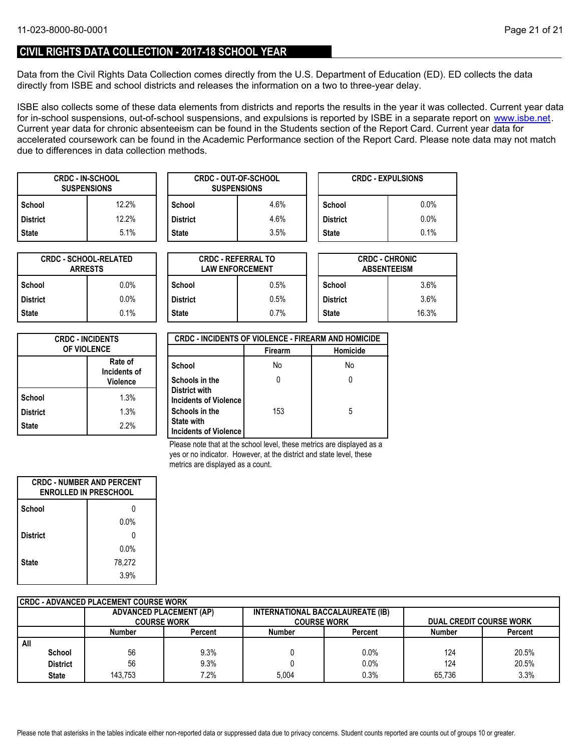## CIVIL RIGHTS DATA COLLECTION - 2017-18 SCHOOL YEAR

Data from the Civil Rights Data Collection comes directly from the U.S. Department of Education (ED). ED collects the data directly from ISBE and school districts and releases the information on a two to three-year delay.

ISBE also collects some of these data elements from districts and reports the results in the year it was collected. Current year data for in-school suspensions, out-of-school suspensions, and expulsions is reported by ISBE in a separate report on www.isbe.net. Current year data for chronic absenteeism can be found in the Students section of the Report Card. Current year data for accelerated coursework can be found in the Academic Performance section of the Report Card. Please note data may not match due to differences in data collection methods.

| CRDC - IN-SCHOOL SUSPENSIONS | |
|---|---|
| School | 12.2% |
| District | 12.2% |
| State | 5.1% |

| CRDC - OUT-OF-SCHOOL SUSPENSIONS | |
|---|---|
| School | 4.6% |
| District | 4.6% |
| State | 3.5% |

| CRDC - EXPULSIONS | |
|---|---|
| School | 0.0% |
| District | 0.0% |
| State | 0.1% |

| CRDC - SCHOOL-RELATED ARRESTS | |
|---|---|
| School | 0.0% |
| District | 0.0% |
| State | 0.1% |

| CRDC - REFERRAL TO LAW ENFORCEMENT | |
|---|---|
| School | 0.5% |
| District | 0.5% |
| State | 0.7% |

| CRDC - CHRONIC ABSENTEEISM | |
|---|---|
| School | 3.6% |
| District | 3.6% |
| State | 16.3% |

| CRDC - INCIDENTS OF VIOLENCE | Rate of Incidents of Violence |
|---|---|
| School | 1.3% |
| District | 1.3% |
| State | 2.2% |

| CRDC - INCIDENTS OF VIOLENCE - FIREARM AND HOMICIDE | Firearm | Homicide |
|---|---|---|
| School | No | No |
| Schools in the District with Incidents of Violence | 0 | 0 |
| Schools in the State with Incidents of Violence | 153 | 5 |

Please note that at the school level, these metrics are displayed as a yes or no indicator. However, at the district and state level, these metrics are displayed as a count.

| CRDC - NUMBER AND PERCENT ENROLLED IN PRESCHOOL | |
|---|---|
| School | 0 |
| | 0.0% |
| District | 0 |
| | 0.0% |
| State | 78,272 |
| | 3.9% |

| CRDC - ADVANCED PLACEMENT COURSE WORK | | ADVANCED PLACEMENT (AP) COURSE WORK | | INTERNATIONAL BACCALAUREATE (IB) COURSE WORK | | DUAL CREDIT COURSE WORK | |
|---|---|---|---|---|---|---|---|
| | | Number | Percent | Number | Percent | Number | Percent |
| All | School | 56 | 9.3% | 0 | 0.0% | 124 | 20.5% |
| | District | 56 | 9.3% | 0 | 0.0% | 124 | 20.5% |
| | State | 143,753 | 7.2% | 5,004 | 0.3% | 65,736 | 3.3% |

Please note that asterisks in the tables indicate either non-reported data or suppressed data due to privacy concerns. Student counts reported are counts out of groups 10 or greater.